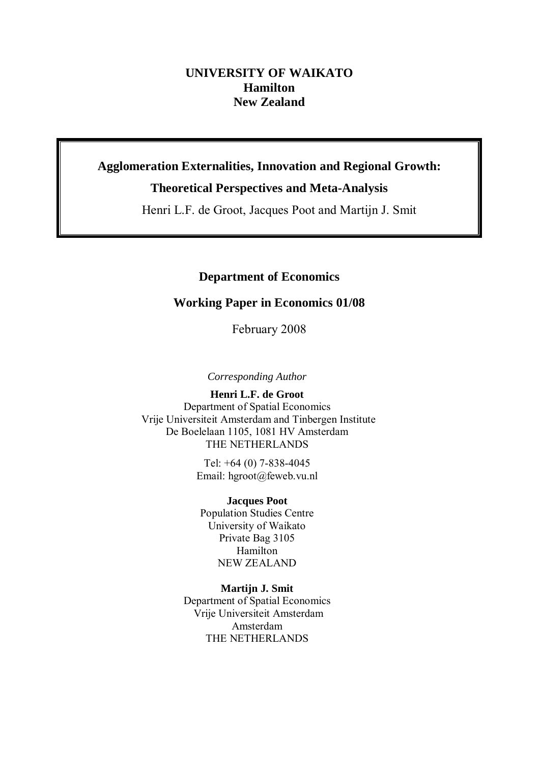**UNIVERSITY OF WAIKATO**
**Hamilton**
**New Zealand**

# Agglomeration Externalities, Innovation and Regional Growth: Theoretical Perspectives and Meta-Analysis

Henri L.F. de Groot, Jacques Poot and Martijn J. Smit

**Department of Economics**

**Working Paper in Economics 01/08**

February 2008

*Corresponding Author*

**Henri L.F. de Groot**
Department of Spatial Economics
Vrije Universiteit Amsterdam and Tinbergen Institute
De Boelelaan 1105, 1081 HV Amsterdam
THE NETHERLANDS

Tel: +64 (0) 7-838-4045
Email: hgroot@feweb.vu.nl

**Jacques Poot**
Population Studies Centre
University of Waikato
Private Bag 3105
Hamilton
NEW ZEALAND

**Martijn J. Smit**
Department of Spatial Economics
Vrije Universiteit Amsterdam
Amsterdam
THE NETHERLANDS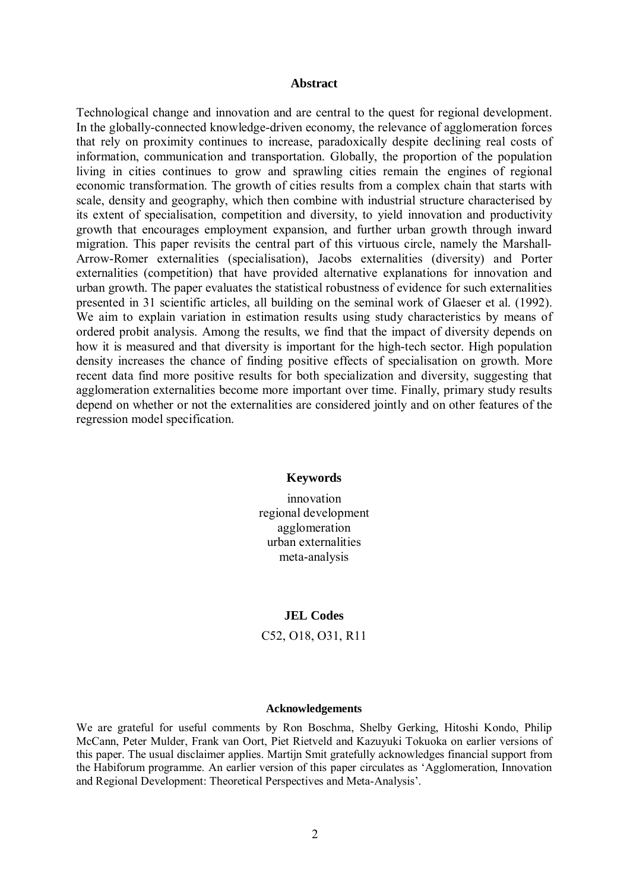## Abstract

Technological change and innovation and are central to the quest for regional development. In the globally-connected knowledge-driven economy, the relevance of agglomeration forces that rely on proximity continues to increase, paradoxically despite declining real costs of information, communication and transportation. Globally, the proportion of the population living in cities continues to grow and sprawling cities remain the engines of regional economic transformation. The growth of cities results from a complex chain that starts with scale, density and geography, which then combine with industrial structure characterised by its extent of specialisation, competition and diversity, to yield innovation and productivity growth that encourages employment expansion, and further urban growth through inward migration. This paper revisits the central part of this virtuous circle, namely the Marshall-Arrow-Romer externalities (specialisation), Jacobs externalities (diversity) and Porter externalities (competition) that have provided alternative explanations for innovation and urban growth. The paper evaluates the statistical robustness of evidence for such externalities presented in 31 scientific articles, all building on the seminal work of Glaeser et al. (1992). We aim to explain variation in estimation results using study characteristics by means of ordered probit analysis. Among the results, we find that the impact of diversity depends on how it is measured and that diversity is important for the high-tech sector. High population density increases the chance of finding positive effects of specialisation on growth. More recent data find more positive results for both specialization and diversity, suggesting that agglomeration externalities become more important over time. Finally, primary study results depend on whether or not the externalities are considered jointly and on other features of the regression model specification.

**Keywords**

innovation
regional development
agglomeration
urban externalities
meta-analysis

**JEL Codes**

C52, O18, O31, R11

**Acknowledgements**

We are grateful for useful comments by Ron Boschma, Shelby Gerking, Hitoshi Kondo, Philip McCann, Peter Mulder, Frank van Oort, Piet Rietveld and Kazuyuki Tokuoka on earlier versions of this paper. The usual disclaimer applies. Martijn Smit gratefully acknowledges financial support from the Habiforum programme. An earlier version of this paper circulates as 'Agglomeration, Innovation and Regional Development: Theoretical Perspectives and Meta-Analysis'.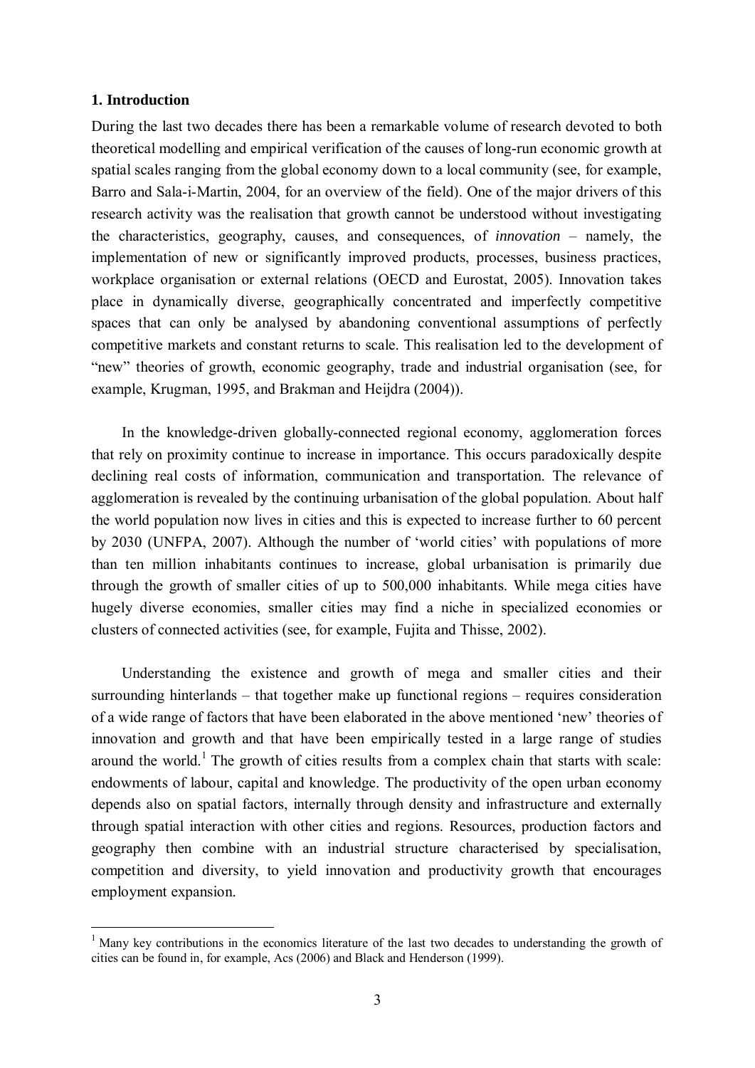## 1. Introduction

During the last two decades there has been a remarkable volume of research devoted to both theoretical modelling and empirical verification of the causes of long-run economic growth at spatial scales ranging from the global economy down to a local community (see, for example, Barro and Sala-i-Martin, 2004, for an overview of the field). One of the major drivers of this research activity was the realisation that growth cannot be understood without investigating the characteristics, geography, causes, and consequences, of *innovation* – namely, the implementation of new or significantly improved products, processes, business practices, workplace organisation or external relations (OECD and Eurostat, 2005). Innovation takes place in dynamically diverse, geographically concentrated and imperfectly competitive spaces that can only be analysed by abandoning conventional assumptions of perfectly competitive markets and constant returns to scale. This realisation led to the development of "new" theories of growth, economic geography, trade and industrial organisation (see, for example, Krugman, 1995, and Brakman and Heijdra (2004)).

In the knowledge-driven globally-connected regional economy, agglomeration forces that rely on proximity continue to increase in importance. This occurs paradoxically despite declining real costs of information, communication and transportation. The relevance of agglomeration is revealed by the continuing urbanisation of the global population. About half the world population now lives in cities and this is expected to increase further to 60 percent by 2030 (UNFPA, 2007). Although the number of 'world cities' with populations of more than ten million inhabitants continues to increase, global urbanisation is primarily due through the growth of smaller cities of up to 500,000 inhabitants. While mega cities have hugely diverse economies, smaller cities may find a niche in specialized economies or clusters of connected activities (see, for example, Fujita and Thisse, 2002).

Understanding the existence and growth of mega and smaller cities and their surrounding hinterlands – that together make up functional regions – requires consideration of a wide range of factors that have been elaborated in the above mentioned 'new' theories of innovation and growth and that have been empirically tested in a large range of studies around the world.[1] The growth of cities results from a complex chain that starts with scale: endowments of labour, capital and knowledge. The productivity of the open urban economy depends also on spatial factors, internally through density and infrastructure and externally through spatial interaction with other cities and regions. Resources, production factors and geography then combine with an industrial structure characterised by specialisation, competition and diversity, to yield innovation and productivity growth that encourages employment expansion.

---

[1] Many key contributions in the economics literature of the last two decades to understanding the growth of cities can be found in, for example, Acs (2006) and Black and Henderson (1999).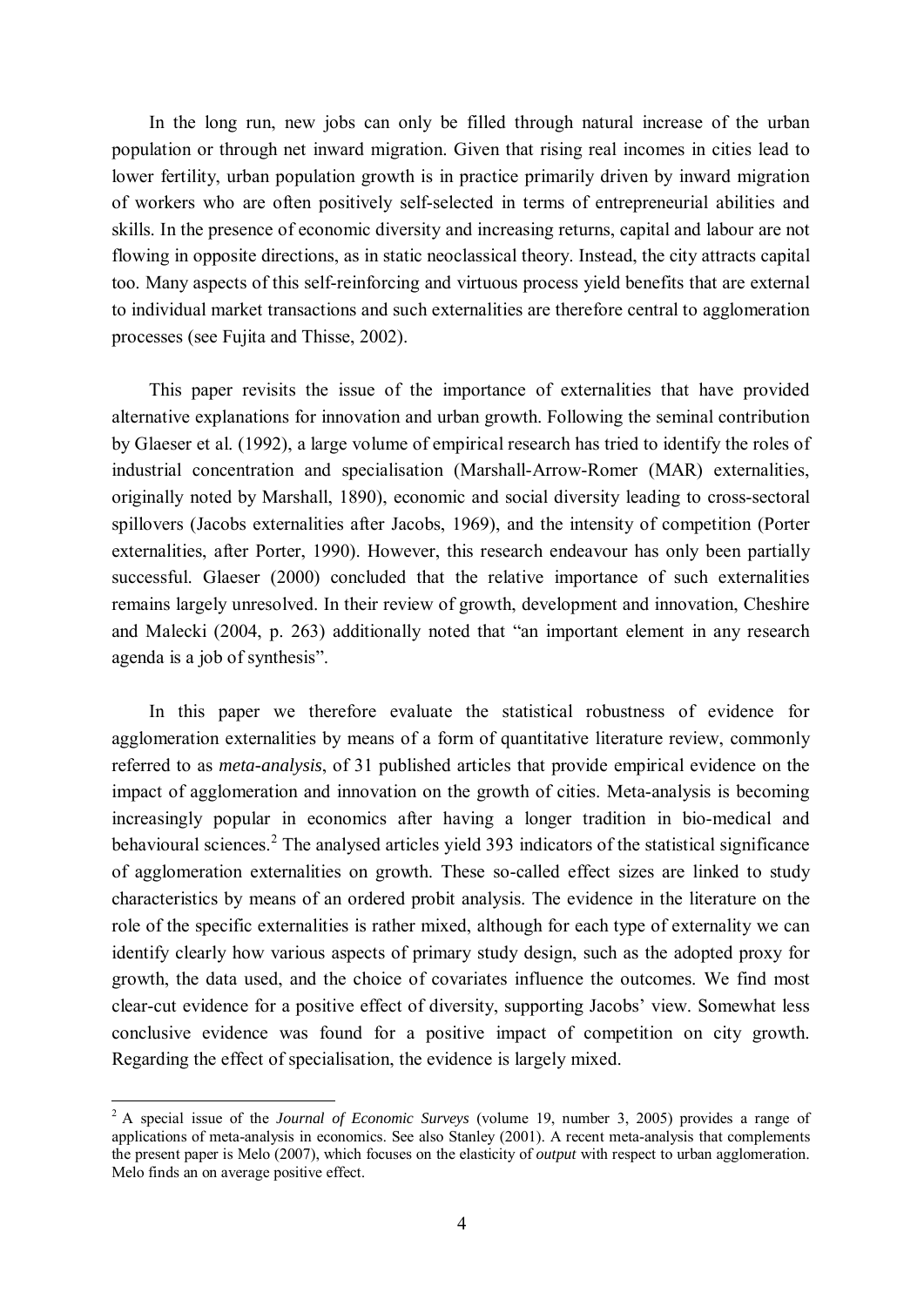In the long run, new jobs can only be filled through natural increase of the urban population or through net inward migration. Given that rising real incomes in cities lead to lower fertility, urban population growth is in practice primarily driven by inward migration of workers who are often positively self-selected in terms of entrepreneurial abilities and skills. In the presence of economic diversity and increasing returns, capital and labour are not flowing in opposite directions, as in static neoclassical theory. Instead, the city attracts capital too. Many aspects of this self-reinforcing and virtuous process yield benefits that are external to individual market transactions and such externalities are therefore central to agglomeration processes (see Fujita and Thisse, 2002).

This paper revisits the issue of the importance of externalities that have provided alternative explanations for innovation and urban growth. Following the seminal contribution by Glaeser et al. (1992), a large volume of empirical research has tried to identify the roles of industrial concentration and specialisation (Marshall-Arrow-Romer (MAR) externalities, originally noted by Marshall, 1890), economic and social diversity leading to cross-sectoral spillovers (Jacobs externalities after Jacobs, 1969), and the intensity of competition (Porter externalities, after Porter, 1990). However, this research endeavour has only been partially successful. Glaeser (2000) concluded that the relative importance of such externalities remains largely unresolved. In their review of growth, development and innovation, Cheshire and Malecki (2004, p. 263) additionally noted that "an important element in any research agenda is a job of synthesis".

In this paper we therefore evaluate the statistical robustness of evidence for agglomeration externalities by means of a form of quantitative literature review, commonly referred to as *meta-analysis*, of 31 published articles that provide empirical evidence on the impact of agglomeration and innovation on the growth of cities. Meta-analysis is becoming increasingly popular in economics after having a longer tradition in bio-medical and behavioural sciences.[2] The analysed articles yield 393 indicators of the statistical significance of agglomeration externalities on growth. These so-called effect sizes are linked to study characteristics by means of an ordered probit analysis. The evidence in the literature on the role of the specific externalities is rather mixed, although for each type of externality we can identify clearly how various aspects of primary study design, such as the adopted proxy for growth, the data used, and the choice of covariates influence the outcomes. We find most clear-cut evidence for a positive effect of diversity, supporting Jacobs' view. Somewhat less conclusive evidence was found for a positive impact of competition on city growth. Regarding the effect of specialisation, the evidence is largely mixed.

[2] A special issue of the *Journal of Economic Surveys* (volume 19, number 3, 2005) provides a range of applications of meta-analysis in economics. See also Stanley (2001). A recent meta-analysis that complements the present paper is Melo (2007), which focuses on the elasticity of *output* with respect to urban agglomeration. Melo finds an on average positive effect.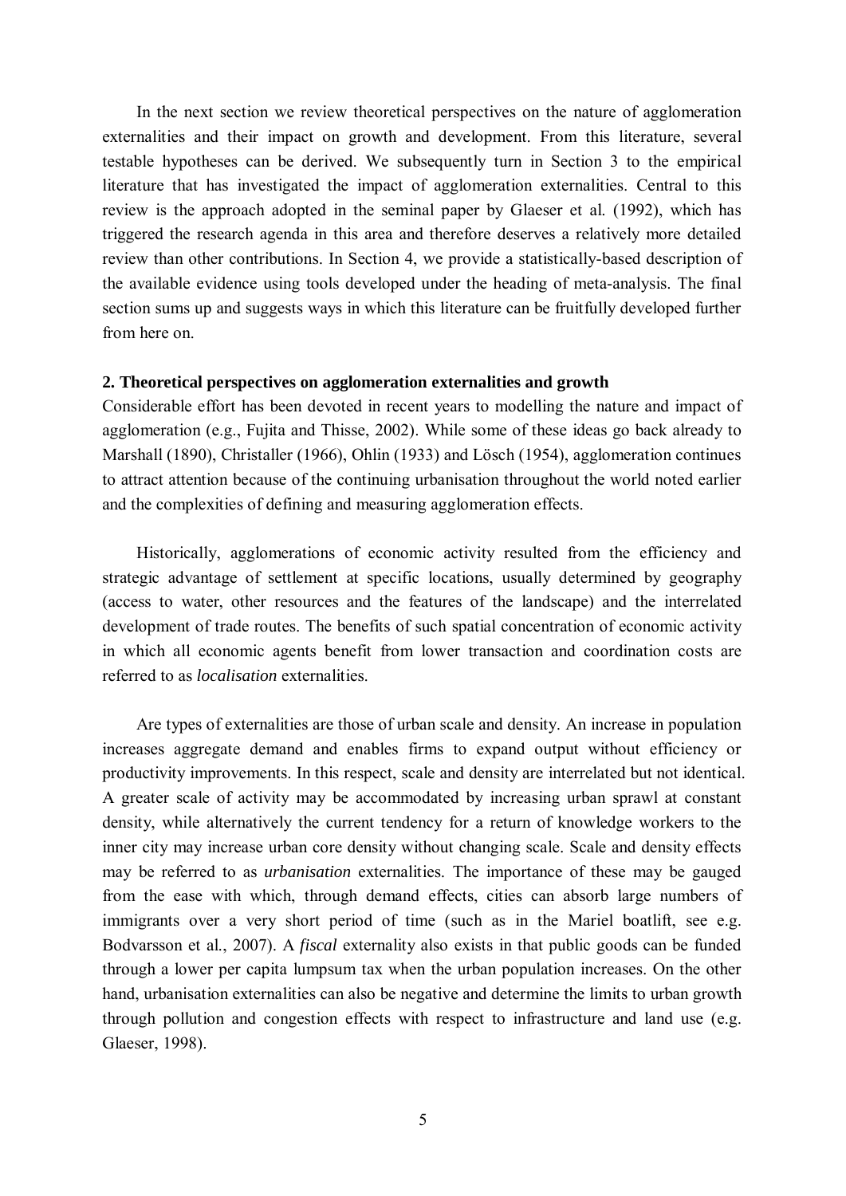In the next section we review theoretical perspectives on the nature of agglomeration externalities and their impact on growth and development. From this literature, several testable hypotheses can be derived. We subsequently turn in Section 3 to the empirical literature that has investigated the impact of agglomeration externalities. Central to this review is the approach adopted in the seminal paper by Glaeser et al. (1992), which has triggered the research agenda in this area and therefore deserves a relatively more detailed review than other contributions. In Section 4, we provide a statistically-based description of the available evidence using tools developed under the heading of meta-analysis. The final section sums up and suggests ways in which this literature can be fruitfully developed further from here on.

## 2. Theoretical perspectives on agglomeration externalities and growth

Considerable effort has been devoted in recent years to modelling the nature and impact of agglomeration (e.g., Fujita and Thisse, 2002). While some of these ideas go back already to Marshall (1890), Christaller (1966), Ohlin (1933) and Lösch (1954), agglomeration continues to attract attention because of the continuing urbanisation throughout the world noted earlier and the complexities of defining and measuring agglomeration effects.

Historically, agglomerations of economic activity resulted from the efficiency and strategic advantage of settlement at specific locations, usually determined by geography (access to water, other resources and the features of the landscape) and the interrelated development of trade routes. The benefits of such spatial concentration of economic activity in which all economic agents benefit from lower transaction and coordination costs are referred to as *localisation* externalities.

Are types of externalities are those of urban scale and density. An increase in population increases aggregate demand and enables firms to expand output without efficiency or productivity improvements. In this respect, scale and density are interrelated but not identical. A greater scale of activity may be accommodated by increasing urban sprawl at constant density, while alternatively the current tendency for a return of knowledge workers to the inner city may increase urban core density without changing scale. Scale and density effects may be referred to as *urbanisation* externalities. The importance of these may be gauged from the ease with which, through demand effects, cities can absorb large numbers of immigrants over a very short period of time (such as in the Mariel boatlift, see e.g. Bodvarsson et al., 2007). A *fiscal* externality also exists in that public goods can be funded through a lower per capita lumpsum tax when the urban population increases. On the other hand, urbanisation externalities can also be negative and determine the limits to urban growth through pollution and congestion effects with respect to infrastructure and land use (e.g. Glaeser, 1998).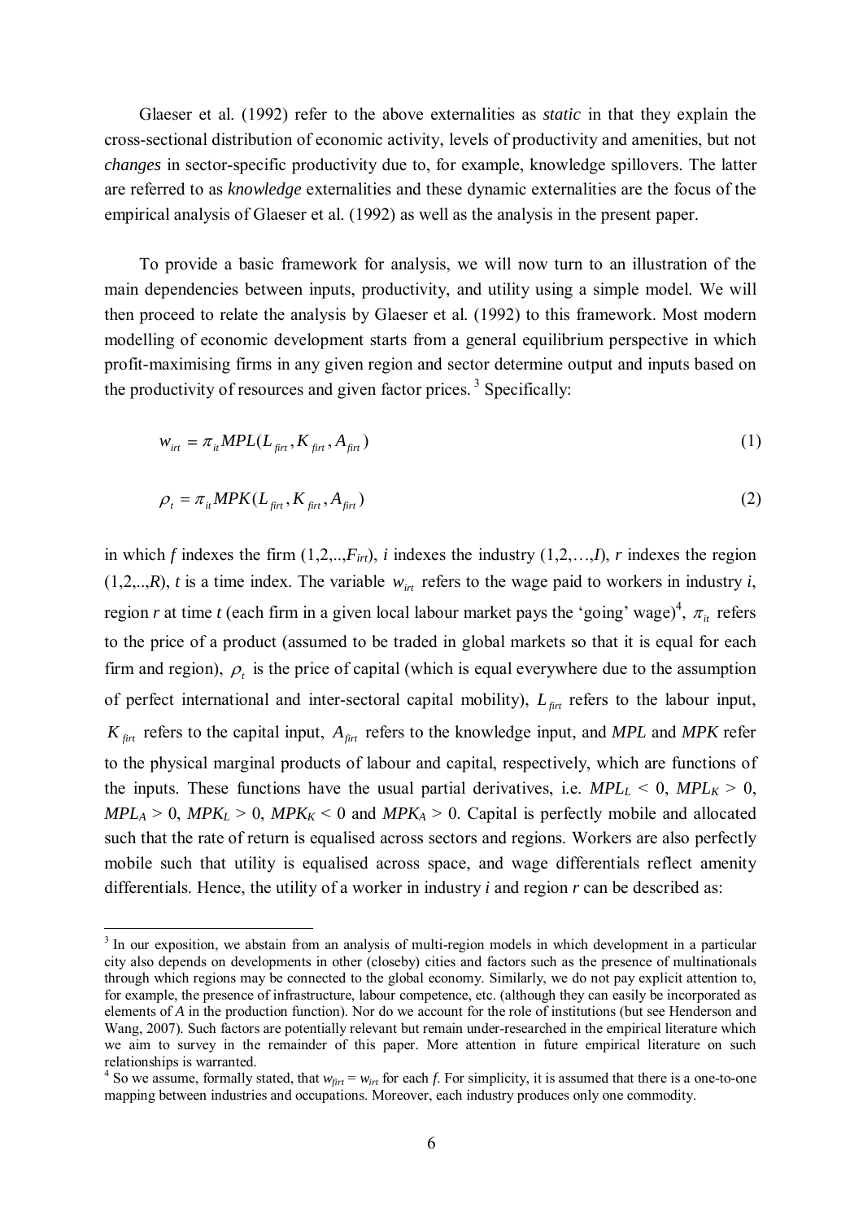Glaeser et al. (1992) refer to the above externalities as *static* in that they explain the cross-sectional distribution of economic activity, levels of productivity and amenities, but not *changes* in sector-specific productivity due to, for example, knowledge spillovers. The latter are referred to as *knowledge* externalities and these dynamic externalities are the focus of the empirical analysis of Glaeser et al. (1992) as well as the analysis in the present paper.

To provide a basic framework for analysis, we will now turn to an illustration of the main dependencies between inputs, productivity, and utility using a simple model. We will then proceed to relate the analysis by Glaeser et al. (1992) to this framework. Most modern modelling of economic development starts from a general equilibrium perspective in which profit-maximising firms in any given region and sector determine output and inputs based on the productivity of resources and given factor prices. [3] Specifically:

$$w_{irt} = \pi_{it} MPL(L_{firt}, K_{firt}, A_{firt}) \tag{1}$$

$$\rho_t = \pi_{it} MPK(L_{firt}, K_{firt}, A_{firt}) \tag{2}$$

in which $f$ indexes the firm $(1,2,..,F_{irt})$, $i$ indexes the industry $(1,2,\ldots,I)$, $r$ indexes the region $(1,2,..,R)$, $t$ is a time index. The variable $w_{irt}$ refers to the wage paid to workers in industry $i$, region $r$ at time $t$ (each firm in a given local labour market pays the 'going' wage)[4], $\pi_{it}$ refers to the price of a product (assumed to be traded in global markets so that it is equal for each firm and region), $\rho_t$ is the price of capital (which is equal everywhere due to the assumption of perfect international and inter-sectoral capital mobility), $L_{firt}$ refers to the labour input, $K_{firt}$ refers to the capital input, $A_{firt}$ refers to the knowledge input, and *MPL* and *MPK* refer to the physical marginal products of labour and capital, respectively, which are functions of the inputs. These functions have the usual partial derivatives, i.e. $MPL_L < 0$, $MPL_K > 0$, $MPL_A > 0$, $MPK_L > 0$, $MPK_K < 0$ and $MPK_A > 0$. Capital is perfectly mobile and allocated such that the rate of return is equalised across sectors and regions. Workers are also perfectly mobile such that utility is equalised across space, and wage differentials reflect amenity differentials. Hence, the utility of a worker in industry $i$ and region $r$ can be described as:

---

[3] In our exposition, we abstain from an analysis of multi-region models in which development in a particular city also depends on developments in other (closeby) cities and factors such as the presence of multinationals through which regions may be connected to the global economy. Similarly, we do not pay explicit attention to, for example, the presence of infrastructure, labour competence, etc. (although they can easily be incorporated as elements of *A* in the production function). Nor do we account for the role of institutions (but see Henderson and Wang, 2007). Such factors are potentially relevant but remain under-researched in the empirical literature which we aim to survey in the remainder of this paper. More attention in future empirical literature on such relationships is warranted.

[4] So we assume, formally stated, that $w_{firt} = w_{irt}$ for each $f$. For simplicity, it is assumed that there is a one-to-one mapping between industries and occupations. Moreover, each industry produces only one commodity.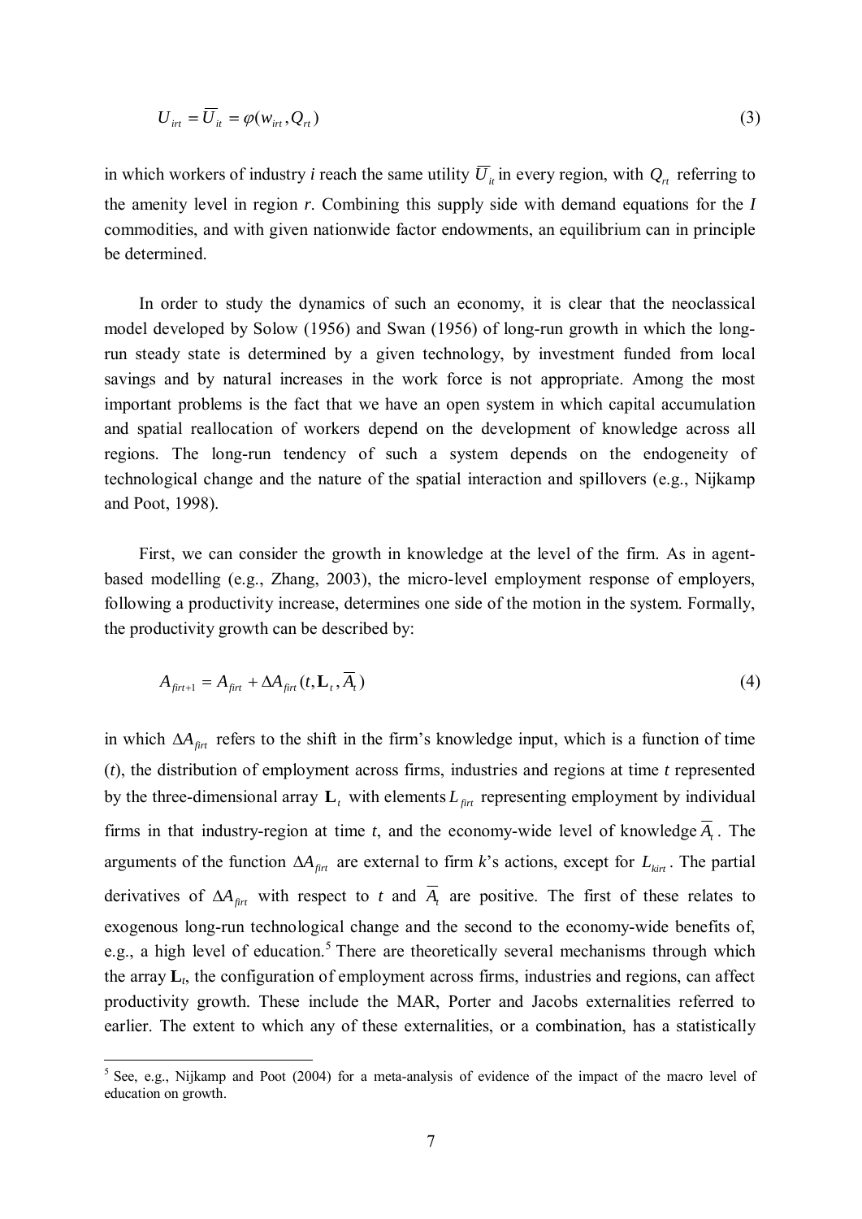$$U_{irt} = \overline{U}_{it} = \varphi(w_{irt}, Q_{rt}) \tag{3}$$

in which workers of industry *i* reach the same utility $\overline{U}_{it}$ in every region, with $Q_{rt}$ referring to the amenity level in region *r*. Combining this supply side with demand equations for the *I* commodities, and with given nationwide factor endowments, an equilibrium can in principle be determined.

In order to study the dynamics of such an economy, it is clear that the neoclassical model developed by Solow (1956) and Swan (1956) of long-run growth in which the long-run steady state is determined by a given technology, by investment funded from local savings and by natural increases in the work force is not appropriate. Among the most important problems is the fact that we have an open system in which capital accumulation and spatial reallocation of workers depend on the development of knowledge across all regions. The long-run tendency of such a system depends on the endogeneity of technological change and the nature of the spatial interaction and spillovers (e.g., Nijkamp and Poot, 1998).

First, we can consider the growth in knowledge at the level of the firm. As in agent-based modelling (e.g., Zhang, 2003), the micro-level employment response of employers, following a productivity increase, determines one side of the motion in the system. Formally, the productivity growth can be described by:

$$A_{firt+1} = A_{firt} + \Delta A_{firt}(t, \mathbf{L}_t, \overline{A}_t) \tag{4}$$

in which $\Delta A_{firt}$ refers to the shift in the firm's knowledge input, which is a function of time ($t$), the distribution of employment across firms, industries and regions at time *t* represented by the three-dimensional array $\mathbf{L}_t$ with elements $L_{firt}$ representing employment by individual firms in that industry-region at time *t*, and the economy-wide level of knowledge $\overline{A}_t$. The arguments of the function $\Delta A_{firt}$ are external to firm *k*'s actions, except for $L_{kirt}$. The partial derivatives of $\Delta A_{firt}$ with respect to *t* and $\overline{A}_t$ are positive. The first of these relates to exogenous long-run technological change and the second to the economy-wide benefits of, e.g., a high level of education.[5] There are theoretically several mechanisms through which the array $\mathbf{L}_t$, the configuration of employment across firms, industries and regions, can affect productivity growth. These include the MAR, Porter and Jacobs externalities referred to earlier. The extent to which any of these externalities, or a combination, has a statistically

[5] See, e.g., Nijkamp and Poot (2004) for a meta-analysis of evidence of the impact of the macro level of education on growth.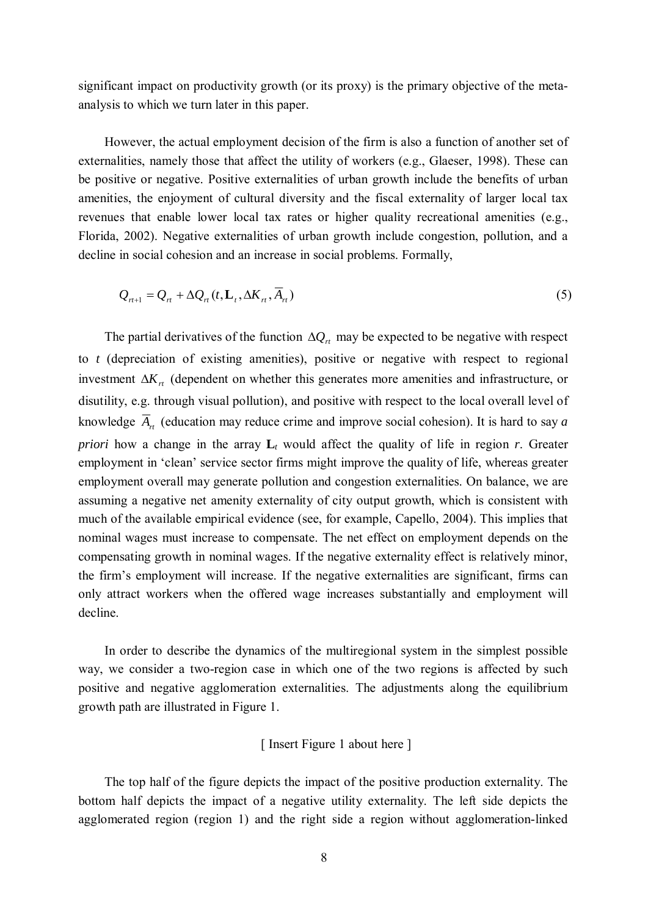significant impact on productivity growth (or its proxy) is the primary objective of the meta-analysis to which we turn later in this paper.

However, the actual employment decision of the firm is also a function of another set of externalities, namely those that affect the utility of workers (e.g., Glaeser, 1998). These can be positive or negative. Positive externalities of urban growth include the benefits of urban amenities, the enjoyment of cultural diversity and the fiscal externality of larger local tax revenues that enable lower local tax rates or higher quality recreational amenities (e.g., Florida, 2002). Negative externalities of urban growth include congestion, pollution, and a decline in social cohesion and an increase in social problems. Formally,

$$Q_{rt+1} = Q_{rt} + \Delta Q_{rt}(t, \mathbf{L}_t, \Delta K_{rt}, \overline{A}_{rt}) \tag{5}$$

The partial derivatives of the function $\Delta Q_{rt}$ may be expected to be negative with respect to $t$ (depreciation of existing amenities), positive or negative with respect to regional investment $\Delta K_{rt}$ (dependent on whether this generates more amenities and infrastructure, or disutility, e.g. through visual pollution), and positive with respect to the local overall level of knowledge $\overline{A}_{rt}$ (education may reduce crime and improve social cohesion). It is hard to say *a priori* how a change in the array $\mathbf{L}_t$ would affect the quality of life in region $r$. Greater employment in 'clean' service sector firms might improve the quality of life, whereas greater employment overall may generate pollution and congestion externalities. On balance, we are assuming a negative net amenity externality of city output growth, which is consistent with much of the available empirical evidence (see, for example, Capello, 2004). This implies that nominal wages must increase to compensate. The net effect on employment depends on the compensating growth in nominal wages. If the negative externality effect is relatively minor, the firm's employment will increase. If the negative externalities are significant, firms can only attract workers when the offered wage increases substantially and employment will decline.

In order to describe the dynamics of the multiregional system in the simplest possible way, we consider a two-region case in which one of the two regions is affected by such positive and negative agglomeration externalities. The adjustments along the equilibrium growth path are illustrated in Figure 1.

[ Insert Figure 1 about here ]

The top half of the figure depicts the impact of the positive production externality. The bottom half depicts the impact of a negative utility externality. The left side depicts the agglomerated region (region 1) and the right side a region without agglomeration-linked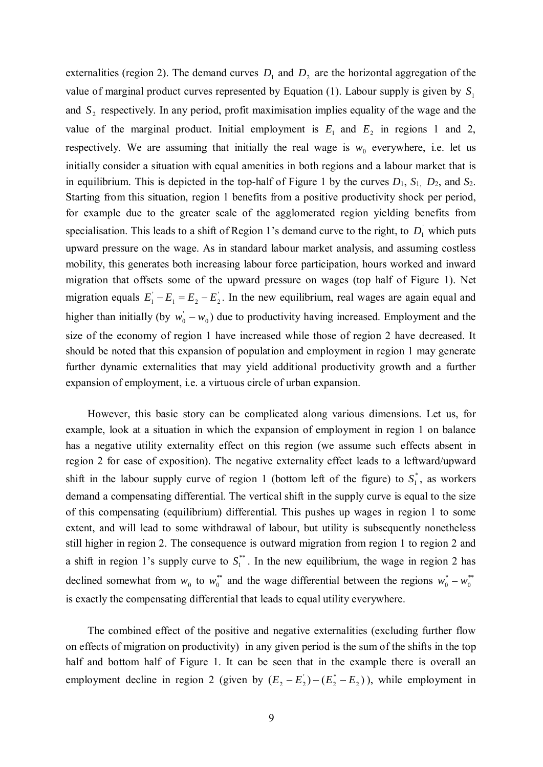externalities (region 2). The demand curves $D_1$ and $D_2$ are the horizontal aggregation of the value of marginal product curves represented by Equation (1). Labour supply is given by $S_1$ and $S_2$ respectively. In any period, profit maximisation implies equality of the wage and the value of the marginal product. Initial employment is $E_1$ and $E_2$ in regions 1 and 2, respectively. We are assuming that initially the real wage is $w_0$ everywhere, i.e. let us initially consider a situation with equal amenities in both regions and a labour market that is in equilibrium. This is depicted in the top-half of Figure 1 by the curves $D_1$, $S_1$, $D_2$, and $S_2$. Starting from this situation, region 1 benefits from a positive productivity shock per period, for example due to the greater scale of the agglomerated region yielding benefits from specialisation. This leads to a shift of Region 1's demand curve to the right, to $D_1^{'}$ which puts upward pressure on the wage. As in standard labour market analysis, and assuming costless mobility, this generates both increasing labour force participation, hours worked and inward migration that offsets some of the upward pressure on wages (top half of Figure 1). Net migration equals $E_1^{'} - E_1 = E_2 - E_2^{'}$. In the new equilibrium, real wages are again equal and higher than initially (by $w_0^{'} - w_0$) due to productivity having increased. Employment and the size of the economy of region 1 have increased while those of region 2 have decreased. It should be noted that this expansion of population and employment in region 1 may generate further dynamic externalities that may yield additional productivity growth and a further expansion of employment, i.e. a virtuous circle of urban expansion.

However, this basic story can be complicated along various dimensions. Let us, for example, look at a situation in which the expansion of employment in region 1 on balance has a negative utility externality effect on this region (we assume such effects absent in region 2 for ease of exposition). The negative externality effect leads to a leftward/upward shift in the labour supply curve of region 1 (bottom left of the figure) to $S_1^{*}$, as workers demand a compensating differential. The vertical shift in the supply curve is equal to the size of this compensating (equilibrium) differential. This pushes up wages in region 1 to some extent, and will lead to some withdrawal of labour, but utility is subsequently nonetheless still higher in region 2. The consequence is outward migration from region 1 to region 2 and a shift in region 1's supply curve to $S_1^{**}$. In the new equilibrium, the wage in region 2 has declined somewhat from $w_0$ to $w_0^{**}$ and the wage differential between the regions $w_0^{*} - w_0^{**}$ is exactly the compensating differential that leads to equal utility everywhere.

The combined effect of the positive and negative externalities (excluding further flow on effects of migration on productivity) in any given period is the sum of the shifts in the top half and bottom half of Figure 1. It can be seen that in the example there is overall an employment decline in region 2 (given by $(E_2 - E_2^{'}) - (E_2^{*} - E_2)$), while employment in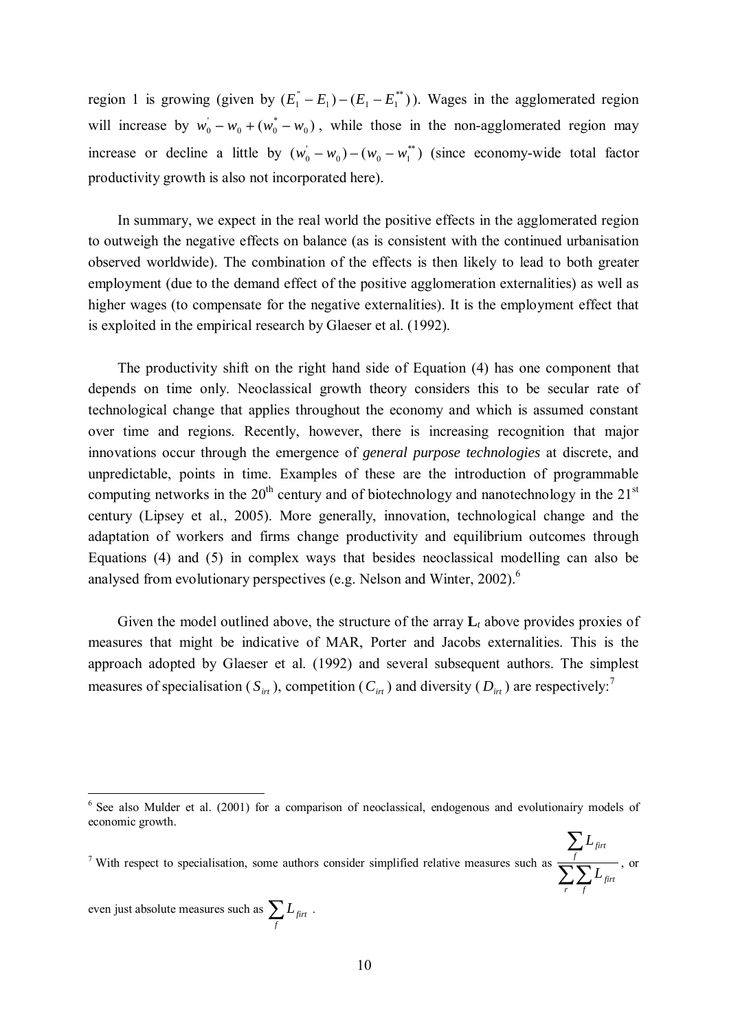region 1 is growing (given by $(E_1^{''} - E_1) - (E_1 - E_1^{**})$). Wages in the agglomerated region will increase by $w_0^{'} - w_0 + (w_0^{*} - w_0)$, while those in the non-agglomerated region may increase or decline a little by $(w_0^{'} - w_0) - (w_0 - w_1^{**})$ (since economy-wide total factor productivity growth is also not incorporated here).

In summary, we expect in the real world the positive effects in the agglomerated region to outweigh the negative effects on balance (as is consistent with the continued urbanisation observed worldwide). The combination of the effects is then likely to lead to both greater employment (due to the demand effect of the positive agglomeration externalities) as well as higher wages (to compensate for the negative externalities). It is the employment effect that is exploited in the empirical research by Glaeser et al. (1992).

The productivity shift on the right hand side of Equation (4) has one component that depends on time only. Neoclassical growth theory considers this to be secular rate of technological change that applies throughout the economy and which is assumed constant over time and regions. Recently, however, there is increasing recognition that major innovations occur through the emergence of *general purpose technologies* at discrete, and unpredictable, points in time. Examples of these are the introduction of programmable computing networks in the 20th century and of biotechnology and nanotechnology in the 21st century (Lipsey et al., 2005). More generally, innovation, technological change and the adaptation of workers and firms change productivity and equilibrium outcomes through Equations (4) and (5) in complex ways that besides neoclassical modelling can also be analysed from evolutionary perspectives (e.g. Nelson and Winter, 2002).[6]

Given the model outlined above, the structure of the array $\mathbf{L}_t$ above provides proxies of measures that might be indicative of MAR, Porter and Jacobs externalities. This is the approach adopted by Glaeser et al. (1992) and several subsequent authors. The simplest measures of specialisation ($S_{irt}$), competition ($C_{irt}$) and diversity ($D_{irt}$) are respectively:[7]

---

[6] See also Mulder et al. (2001) for a comparison of neoclassical, endogenous and evolutionairy models of economic growth.

[7] With respect to specialisation, some authors consider simplified relative measures such as $\frac{\sum_f L_{firt}}{\sum_r \sum_f L_{firt}}$, or even just absolute measures such as $\sum_f L_{firt}$.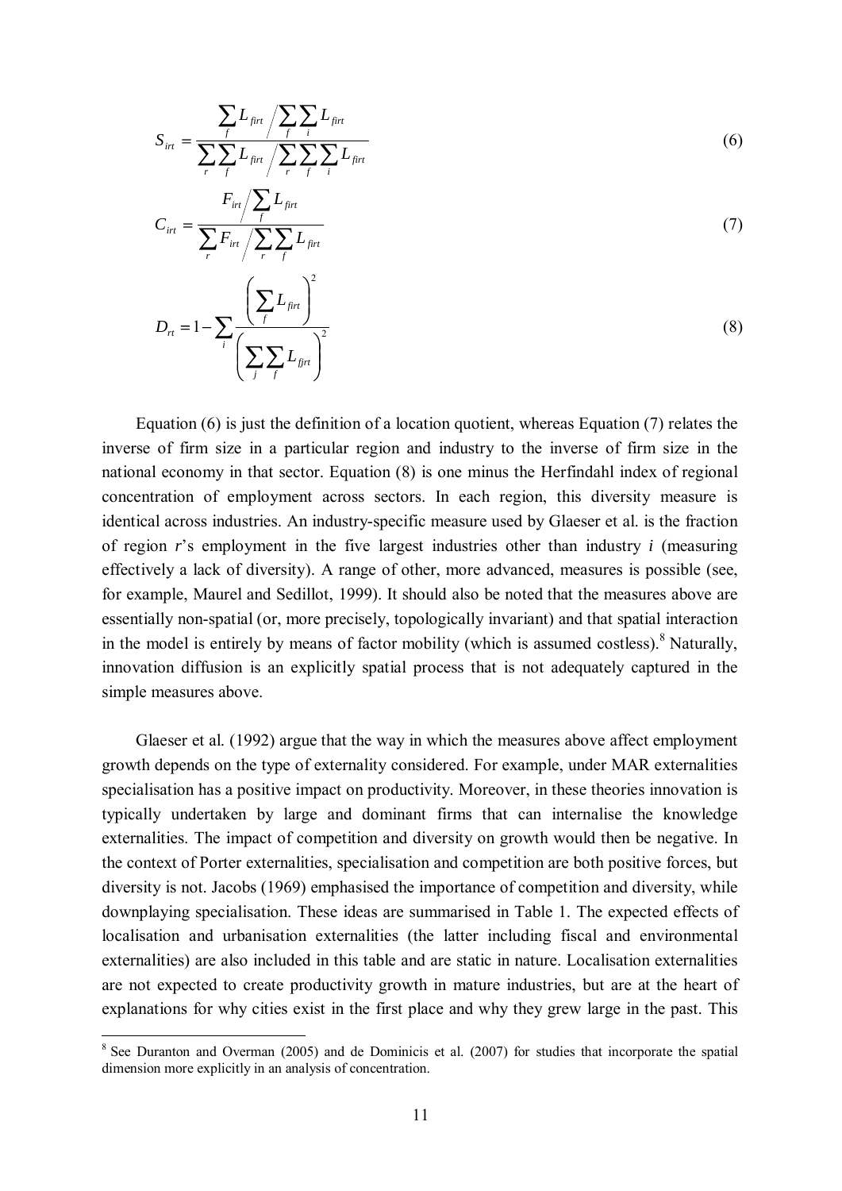$$S_{irt} = \frac{\sum_f L_{firt} \Big/ \sum_f \sum_i L_{firt}}{\sum_r \sum_f L_{firt} \Big/ \sum_r \sum_f \sum_i L_{firt}} \tag{6}$$

$$C_{irt} = \frac{F_{irt} \Big/ \sum_f L_{firt}}{\sum_r F_{irt} \Big/ \sum_r \sum_f L_{firt}} \tag{7}$$

$$D_{rt} = 1 - \sum_i \frac{\left( \sum_f L_{firt} \right)^2}{\left( \sum_j \sum_f L_{fjrt} \right)^2} \tag{8}$$

Equation (6) is just the definition of a location quotient, whereas Equation (7) relates the inverse of firm size in a particular region and industry to the inverse of firm size in the national economy in that sector. Equation (8) is one minus the Herfindahl index of regional concentration of employment across sectors. In each region, this diversity measure is identical across industries. An industry-specific measure used by Glaeser et al. is the fraction of region *r*'s employment in the five largest industries other than industry *i* (measuring effectively a lack of diversity). A range of other, more advanced, measures is possible (see, for example, Maurel and Sedillot, 1999). It should also be noted that the measures above are essentially non-spatial (or, more precisely, topologically invariant) and that spatial interaction in the model is entirely by means of factor mobility (which is assumed costless).[8] Naturally, innovation diffusion is an explicitly spatial process that is not adequately captured in the simple measures above.

Glaeser et al. (1992) argue that the way in which the measures above affect employment growth depends on the type of externality considered. For example, under MAR externalities specialisation has a positive impact on productivity. Moreover, in these theories innovation is typically undertaken by large and dominant firms that can internalise the knowledge externalities. The impact of competition and diversity on growth would then be negative. In the context of Porter externalities, specialisation and competition are both positive forces, but diversity is not. Jacobs (1969) emphasised the importance of competition and diversity, while downplaying specialisation. These ideas are summarised in Table 1. The expected effects of localisation and urbanisation externalities (the latter including fiscal and environmental externalities) are also included in this table and are static in nature. Localisation externalities are not expected to create productivity growth in mature industries, but are at the heart of explanations for why cities exist in the first place and why they grew large in the past. This

---

[8] See Duranton and Overman (2005) and de Dominicis et al. (2007) for studies that incorporate the spatial dimension more explicitly in an analysis of concentration.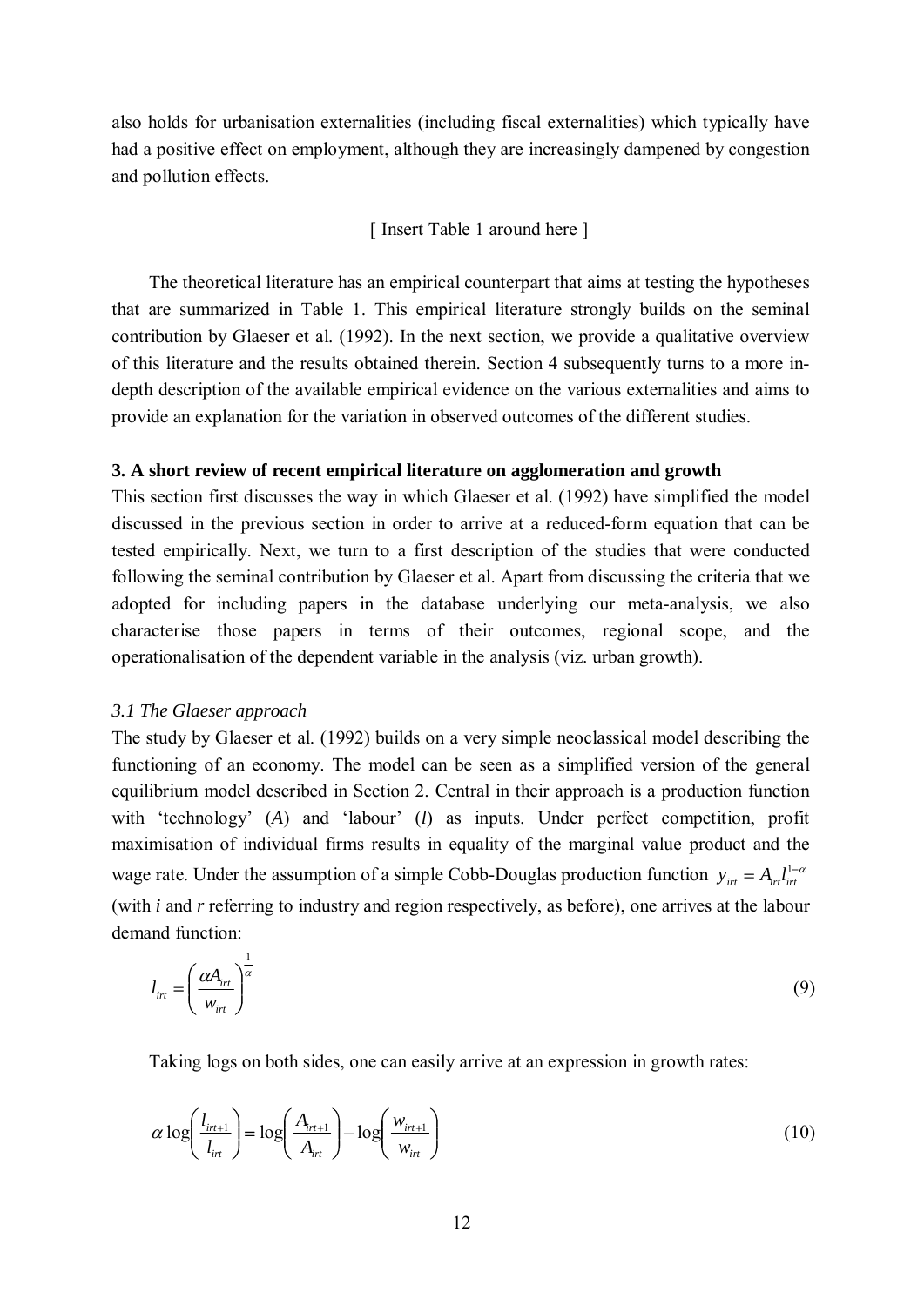also holds for urbanisation externalities (including fiscal externalities) which typically have had a positive effect on employment, although they are increasingly dampened by congestion and pollution effects.

[ Insert Table 1 around here ]

The theoretical literature has an empirical counterpart that aims at testing the hypotheses that are summarized in Table 1. This empirical literature strongly builds on the seminal contribution by Glaeser et al. (1992). In the next section, we provide a qualitative overview of this literature and the results obtained therein. Section 4 subsequently turns to a more in-depth description of the available empirical evidence on the various externalities and aims to provide an explanation for the variation in observed outcomes of the different studies.

### 3. A short review of recent empirical literature on agglomeration and growth

This section first discusses the way in which Glaeser et al. (1992) have simplified the model discussed in the previous section in order to arrive at a reduced-form equation that can be tested empirically. Next, we turn to a first description of the studies that were conducted following the seminal contribution by Glaeser et al. Apart from discussing the criteria that we adopted for including papers in the database underlying our meta-analysis, we also characterise those papers in terms of their outcomes, regional scope, and the operationalisation of the dependent variable in the analysis (viz. urban growth).

#### *3.1 The Glaeser approach*

The study by Glaeser et al. (1992) builds on a very simple neoclassical model describing the functioning of an economy. The model can be seen as a simplified version of the general equilibrium model described in Section 2. Central in their approach is a production function with 'technology' ($A$) and 'labour' ($l$) as inputs. Under perfect competition, profit maximisation of individual firms results in equality of the marginal value product and the wage rate. Under the assumption of a simple Cobb-Douglas production function $y_{irt} = A_{irt} l_{irt}^{1-\alpha}$ (with $i$ and $r$ referring to industry and region respectively, as before), one arrives at the labour demand function:

$$l_{irt} = \left( \frac{\alpha A_{irt}}{w_{irt}} \right)^{\frac{1}{\alpha}} \tag{9}$$

Taking logs on both sides, one can easily arrive at an expression in growth rates:

$$\alpha \log\left( \frac{l_{irt+1}}{l_{irt}} \right) = \log\left( \frac{A_{irt+1}}{A_{irt}} \right) - \log\left( \frac{w_{irt+1}}{w_{irt}} \right) \tag{10}$$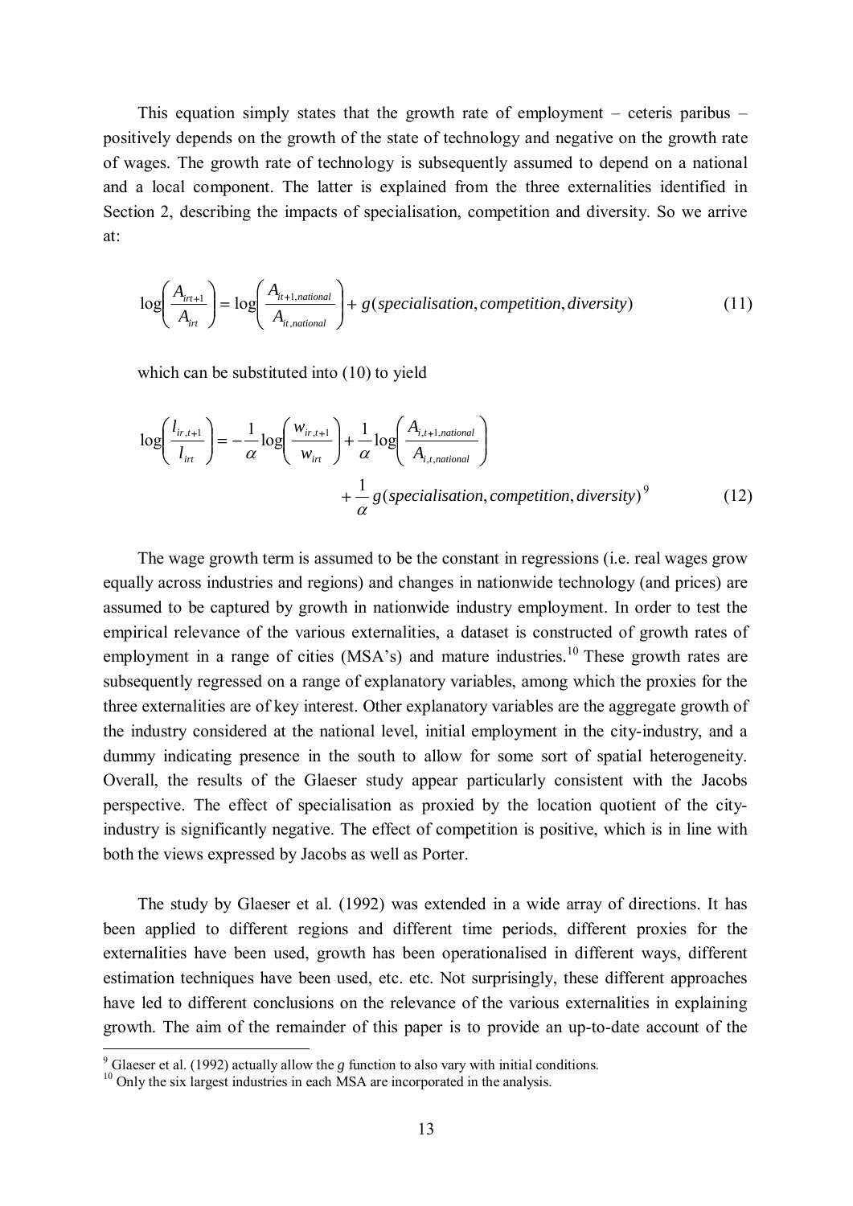This equation simply states that the growth rate of employment – ceteris paribus – positively depends on the growth of the state of technology and negative on the growth rate of wages. The growth rate of technology is subsequently assumed to depend on a national and a local component. The latter is explained from the three externalities identified in Section 2, describing the impacts of specialisation, competition and diversity. So we arrive at:

$$\log\left(\frac{A_{irt+1}}{A_{irt}}\right) = \log\left(\frac{A_{it+1,national}}{A_{it,national}}\right) + g(specialisation, competition, diversity) \tag{11}$$

which can be substituted into (10) to yield

$$\log\left(\frac{l_{ir,t+1}}{l_{irt}}\right) = -\frac{1}{\alpha}\log\left(\frac{w_{ir,t+1}}{w_{irt}}\right) + \frac{1}{\alpha}\log\left(\frac{A_{i,t+1,national}}{A_{i,t,national}}\right) + \frac{1}{\alpha}g(specialisation, competition, diversity)^{9} \tag{12}$$

The wage growth term is assumed to be the constant in regressions (i.e. real wages grow equally across industries and regions) and changes in nationwide technology (and prices) are assumed to be captured by growth in nationwide industry employment. In order to test the empirical relevance of the various externalities, a dataset is constructed of growth rates of employment in a range of cities (MSA's) and mature industries.[10] These growth rates are subsequently regressed on a range of explanatory variables, among which the proxies for the three externalities are of key interest. Other explanatory variables are the aggregate growth of the industry considered at the national level, initial employment in the city-industry, and a dummy indicating presence in the south to allow for some sort of spatial heterogeneity. Overall, the results of the Glaeser study appear particularly consistent with the Jacobs perspective. The effect of specialisation as proxied by the location quotient of the city-industry is significantly negative. The effect of competition is positive, which is in line with both the views expressed by Jacobs as well as Porter.

The study by Glaeser et al. (1992) was extended in a wide array of directions. It has been applied to different regions and different time periods, different proxies for the externalities have been used, growth has been operationalised in different ways, different estimation techniques have been used, etc. etc. Not surprisingly, these different approaches have led to different conclusions on the relevance of the various externalities in explaining growth. The aim of the remainder of this paper is to provide an up-to-date account of the

---

[9] Glaeser et al. (1992) actually allow the *g* function to also vary with initial conditions.

[10] Only the six largest industries in each MSA are incorporated in the analysis.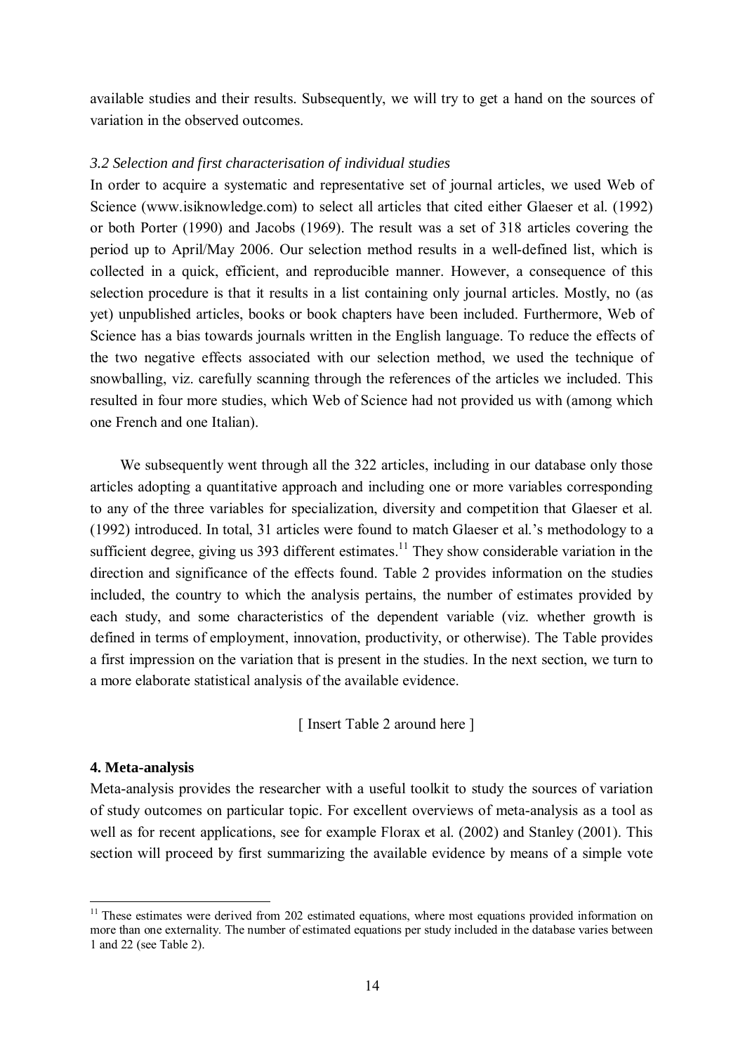available studies and their results. Subsequently, we will try to get a hand on the sources of variation in the observed outcomes.

### *3.2 Selection and first characterisation of individual studies*

In order to acquire a systematic and representative set of journal articles, we used Web of Science (www.isiknowledge.com) to select all articles that cited either Glaeser et al. (1992) or both Porter (1990) and Jacobs (1969). The result was a set of 318 articles covering the period up to April/May 2006. Our selection method results in a well-defined list, which is collected in a quick, efficient, and reproducible manner. However, a consequence of this selection procedure is that it results in a list containing only journal articles. Mostly, no (as yet) unpublished articles, books or book chapters have been included. Furthermore, Web of Science has a bias towards journals written in the English language. To reduce the effects of the two negative effects associated with our selection method, we used the technique of snowballing, viz. carefully scanning through the references of the articles we included. This resulted in four more studies, which Web of Science had not provided us with (among which one French and one Italian).

We subsequently went through all the 322 articles, including in our database only those articles adopting a quantitative approach and including one or more variables corresponding to any of the three variables for specialization, diversity and competition that Glaeser et al. (1992) introduced. In total, 31 articles were found to match Glaeser et al.'s methodology to a sufficient degree, giving us 393 different estimates.[11] They show considerable variation in the direction and significance of the effects found. Table 2 provides information on the studies included, the country to which the analysis pertains, the number of estimates provided by each study, and some characteristics of the dependent variable (viz. whether growth is defined in terms of employment, innovation, productivity, or otherwise). The Table provides a first impression on the variation that is present in the studies. In the next section, we turn to a more elaborate statistical analysis of the available evidence.

[ Insert Table 2 around here ]

## 4. Meta-analysis

Meta-analysis provides the researcher with a useful toolkit to study the sources of variation of study outcomes on particular topic. For excellent overviews of meta-analysis as a tool as well as for recent applications, see for example Florax et al. (2002) and Stanley (2001). This section will proceed by first summarizing the available evidence by means of a simple vote

[11] These estimates were derived from 202 estimated equations, where most equations provided information on more than one externality. The number of estimated equations per study included in the database varies between 1 and 22 (see Table 2).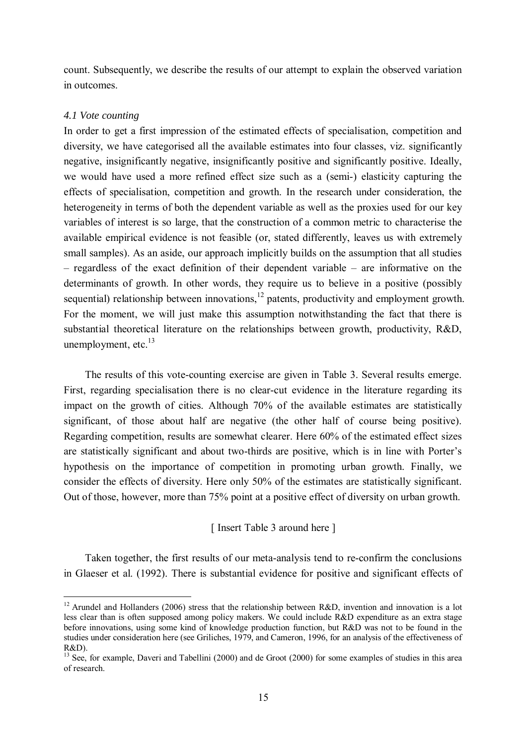count. Subsequently, we describe the results of our attempt to explain the observed variation in outcomes.

### *4.1 Vote counting*

In order to get a first impression of the estimated effects of specialisation, competition and diversity, we have categorised all the available estimates into four classes, viz. significantly negative, insignificantly negative, insignificantly positive and significantly positive. Ideally, we would have used a more refined effect size such as a (semi-) elasticity capturing the effects of specialisation, competition and growth. In the research under consideration, the heterogeneity in terms of both the dependent variable as well as the proxies used for our key variables of interest is so large, that the construction of a common metric to characterise the available empirical evidence is not feasible (or, stated differently, leaves us with extremely small samples). As an aside, our approach implicitly builds on the assumption that all studies – regardless of the exact definition of their dependent variable – are informative on the determinants of growth. In other words, they require us to believe in a positive (possibly sequential) relationship between innovations,[12] patents, productivity and employment growth. For the moment, we will just make this assumption notwithstanding the fact that there is substantial theoretical literature on the relationships between growth, productivity, R&D, unemployment, etc.[13]

The results of this vote-counting exercise are given in Table 3. Several results emerge. First, regarding specialisation there is no clear-cut evidence in the literature regarding its impact on the growth of cities. Although 70% of the available estimates are statistically significant, of those about half are negative (the other half of course being positive). Regarding competition, results are somewhat clearer. Here 60% of the estimated effect sizes are statistically significant and about two-thirds are positive, which is in line with Porter's hypothesis on the importance of competition in promoting urban growth. Finally, we consider the effects of diversity. Here only 50% of the estimates are statistically significant. Out of those, however, more than 75% point at a positive effect of diversity on urban growth.

[ Insert Table 3 around here ]

Taken together, the first results of our meta-analysis tend to re-confirm the conclusions in Glaeser et al. (1992). There is substantial evidence for positive and significant effects of

---

[12] Arundel and Hollanders (2006) stress that the relationship between R&D, invention and innovation is a lot less clear than is often supposed among policy makers. We could include R&D expenditure as an extra stage before innovations, using some kind of knowledge production function, but R&D was not to be found in the studies under consideration here (see Griliches, 1979, and Cameron, 1996, for an analysis of the effectiveness of R&D).

[13] See, for example, Daveri and Tabellini (2000) and de Groot (2000) for some examples of studies in this area of research.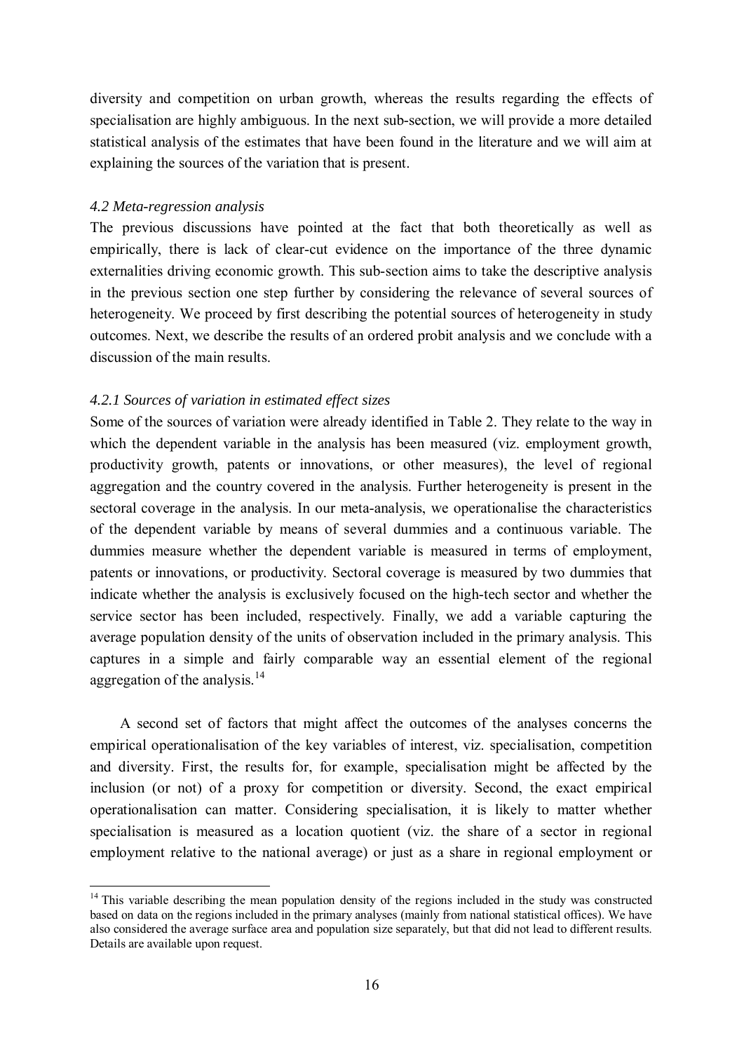diversity and competition on urban growth, whereas the results regarding the effects of specialisation are highly ambiguous. In the next sub-section, we will provide a more detailed statistical analysis of the estimates that have been found in the literature and we will aim at explaining the sources of the variation that is present.

### *4.2 Meta-regression analysis*

The previous discussions have pointed at the fact that both theoretically as well as empirically, there is lack of clear-cut evidence on the importance of the three dynamic externalities driving economic growth. This sub-section aims to take the descriptive analysis in the previous section one step further by considering the relevance of several sources of heterogeneity. We proceed by first describing the potential sources of heterogeneity in study outcomes. Next, we describe the results of an ordered probit analysis and we conclude with a discussion of the main results.

#### *4.2.1 Sources of variation in estimated effect sizes*

Some of the sources of variation were already identified in Table 2. They relate to the way in which the dependent variable in the analysis has been measured (viz. employment growth, productivity growth, patents or innovations, or other measures), the level of regional aggregation and the country covered in the analysis. Further heterogeneity is present in the sectoral coverage in the analysis. In our meta-analysis, we operationalise the characteristics of the dependent variable by means of several dummies and a continuous variable. The dummies measure whether the dependent variable is measured in terms of employment, patents or innovations, or productivity. Sectoral coverage is measured by two dummies that indicate whether the analysis is exclusively focused on the high-tech sector and whether the service sector has been included, respectively. Finally, we add a variable capturing the average population density of the units of observation included in the primary analysis. This captures in a simple and fairly comparable way an essential element of the regional aggregation of the analysis.[14]

A second set of factors that might affect the outcomes of the analyses concerns the empirical operationalisation of the key variables of interest, viz. specialisation, competition and diversity. First, the results for, for example, specialisation might be affected by the inclusion (or not) of a proxy for competition or diversity. Second, the exact empirical operationalisation can matter. Considering specialisation, it is likely to matter whether specialisation is measured as a location quotient (viz. the share of a sector in regional employment relative to the national average) or just as a share in regional employment or

---

[14] This variable describing the mean population density of the regions included in the study was constructed based on data on the regions included in the primary analyses (mainly from national statistical offices). We have also considered the average surface area and population size separately, but that did not lead to different results. Details are available upon request.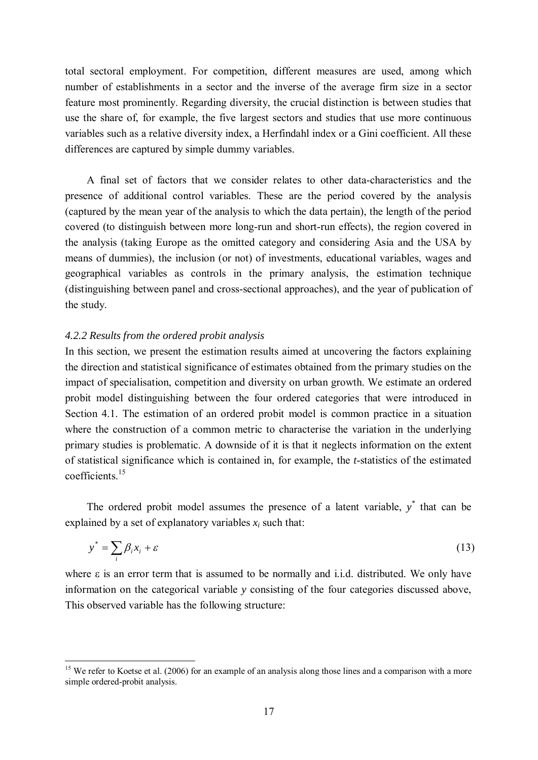total sectoral employment. For competition, different measures are used, among which number of establishments in a sector and the inverse of the average firm size in a sector feature most prominently. Regarding diversity, the crucial distinction is between studies that use the share of, for example, the five largest sectors and studies that use more continuous variables such as a relative diversity index, a Herfindahl index or a Gini coefficient. All these differences are captured by simple dummy variables.

A final set of factors that we consider relates to other data-characteristics and the presence of additional control variables. These are the period covered by the analysis (captured by the mean year of the analysis to which the data pertain), the length of the period covered (to distinguish between more long-run and short-run effects), the region covered in the analysis (taking Europe as the omitted category and considering Asia and the USA by means of dummies), the inclusion (or not) of investments, educational variables, wages and geographical variables as controls in the primary analysis, the estimation technique (distinguishing between panel and cross-sectional approaches), and the year of publication of the study.

#### *4.2.2 Results from the ordered probit analysis*

In this section, we present the estimation results aimed at uncovering the factors explaining the direction and statistical significance of estimates obtained from the primary studies on the impact of specialisation, competition and diversity on urban growth. We estimate an ordered probit model distinguishing between the four ordered categories that were introduced in Section 4.1. The estimation of an ordered probit model is common practice in a situation where the construction of a common metric to characterise the variation in the underlying primary studies is problematic. A downside of it is that it neglects information on the extent of statistical significance which is contained in, for example, the *t*-statistics of the estimated coefficients.[15]

The ordered probit model assumes the presence of a latent variable, $y^*$ that can be explained by a set of explanatory variables $x_i$ such that:

$$y^* = \sum_i \beta_i x_i + \varepsilon \tag{13}$$

where $\varepsilon$ is an error term that is assumed to be normally and i.i.d. distributed. We only have information on the categorical variable $y$ consisting of the four categories discussed above, This observed variable has the following structure:

[15] We refer to Koetse et al. (2006) for an example of an analysis along those lines and a comparison with a more simple ordered-probit analysis.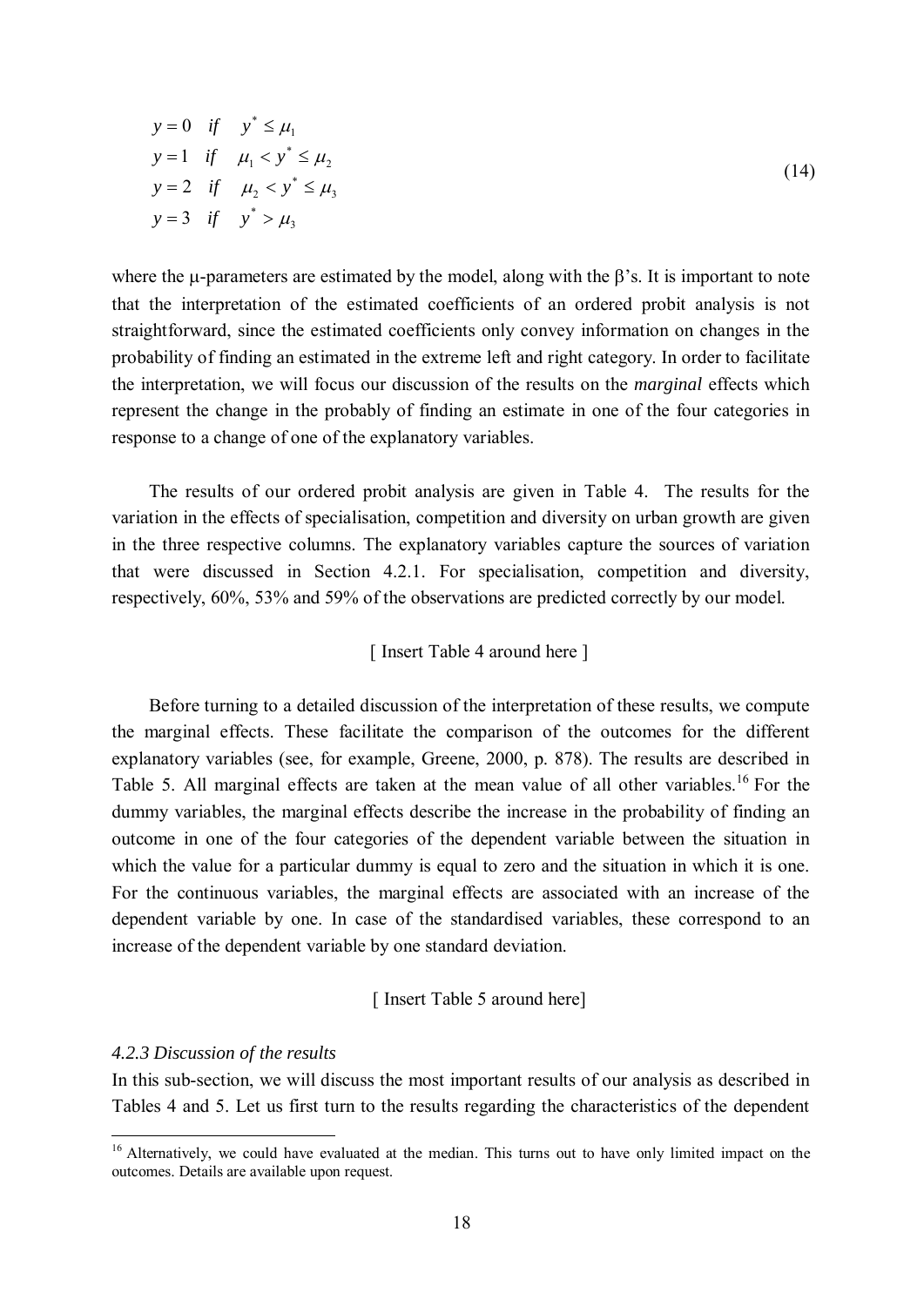$$
\begin{aligned}
y &= 0 \quad if \quad y^* \le \mu_1 \\
y &= 1 \quad if \quad \mu_1 < y^* \le \mu_2 \\
y &= 2 \quad if \quad \mu_2 < y^* \le \mu_3 \\
y &= 3 \quad if \quad y^* > \mu_3
\end{aligned}
\tag{14}
$$

where the μ-parameters are estimated by the model, along with the β's. It is important to note that the interpretation of the estimated coefficients of an ordered probit analysis is not straightforward, since the estimated coefficients only convey information on changes in the probability of finding an estimated in the extreme left and right category. In order to facilitate the interpretation, we will focus our discussion of the results on the *marginal* effects which represent the change in the probably of finding an estimate in one of the four categories in response to a change of one of the explanatory variables.

The results of our ordered probit analysis are given in Table 4. The results for the variation in the effects of specialisation, competition and diversity on urban growth are given in the three respective columns. The explanatory variables capture the sources of variation that were discussed in Section 4.2.1. For specialisation, competition and diversity, respectively, 60%, 53% and 59% of the observations are predicted correctly by our model.

[ Insert Table 4 around here ]

Before turning to a detailed discussion of the interpretation of these results, we compute the marginal effects. These facilitate the comparison of the outcomes for the different explanatory variables (see, for example, Greene, 2000, p. 878). The results are described in Table 5. All marginal effects are taken at the mean value of all other variables.[16] For the dummy variables, the marginal effects describe the increase in the probability of finding an outcome in one of the four categories of the dependent variable between the situation in which the value for a particular dummy is equal to zero and the situation in which it is one. For the continuous variables, the marginal effects are associated with an increase of the dependent variable by one. In case of the standardised variables, these correspond to an increase of the dependent variable by one standard deviation.

[ Insert Table 5 around here]

*4.2.3 Discussion of the results*

In this sub-section, we will discuss the most important results of our analysis as described in Tables 4 and 5. Let us first turn to the results regarding the characteristics of the dependent

[16] Alternatively, we could have evaluated at the median. This turns out to have only limited impact on the outcomes. Details are available upon request.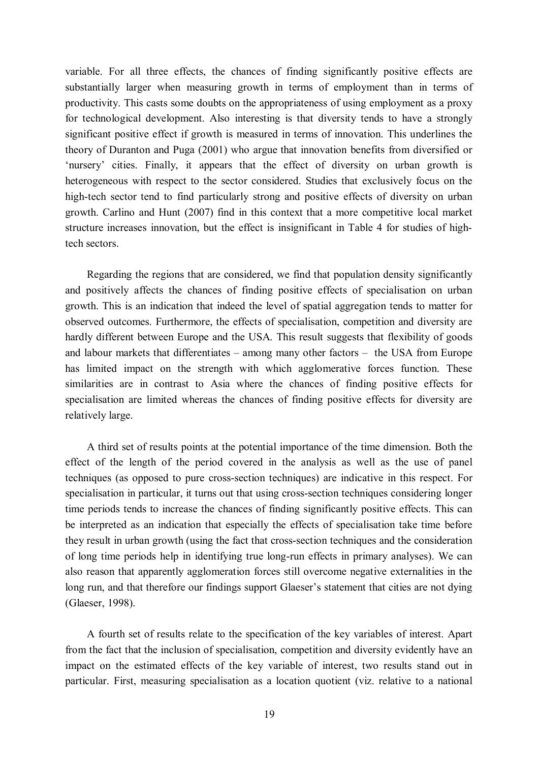variable. For all three effects, the chances of finding significantly positive effects are substantially larger when measuring growth in terms of employment than in terms of productivity. This casts some doubts on the appropriateness of using employment as a proxy for technological development. Also interesting is that diversity tends to have a strongly significant positive effect if growth is measured in terms of innovation. This underlines the theory of Duranton and Puga (2001) who argue that innovation benefits from diversified or 'nursery' cities. Finally, it appears that the effect of diversity on urban growth is heterogeneous with respect to the sector considered. Studies that exclusively focus on the high-tech sector tend to find particularly strong and positive effects of diversity on urban growth. Carlino and Hunt (2007) find in this context that a more competitive local market structure increases innovation, but the effect is insignificant in Table 4 for studies of high-tech sectors.

Regarding the regions that are considered, we find that population density significantly and positively affects the chances of finding positive effects of specialisation on urban growth. This is an indication that indeed the level of spatial aggregation tends to matter for observed outcomes. Furthermore, the effects of specialisation, competition and diversity are hardly different between Europe and the USA. This result suggests that flexibility of goods and labour markets that differentiates – among many other factors – the USA from Europe has limited impact on the strength with which agglomerative forces function. These similarities are in contrast to Asia where the chances of finding positive effects for specialisation are limited whereas the chances of finding positive effects for diversity are relatively large.

A third set of results points at the potential importance of the time dimension. Both the effect of the length of the period covered in the analysis as well as the use of panel techniques (as opposed to pure cross-section techniques) are indicative in this respect. For specialisation in particular, it turns out that using cross-section techniques considering longer time periods tends to increase the chances of finding significantly positive effects. This can be interpreted as an indication that especially the effects of specialisation take time before they result in urban growth (using the fact that cross-section techniques and the consideration of long time periods help in identifying true long-run effects in primary analyses). We can also reason that apparently agglomeration forces still overcome negative externalities in the long run, and that therefore our findings support Glaeser's statement that cities are not dying (Glaeser, 1998).

A fourth set of results relate to the specification of the key variables of interest. Apart from the fact that the inclusion of specialisation, competition and diversity evidently have an impact on the estimated effects of the key variable of interest, two results stand out in particular. First, measuring specialisation as a location quotient (viz. relative to a national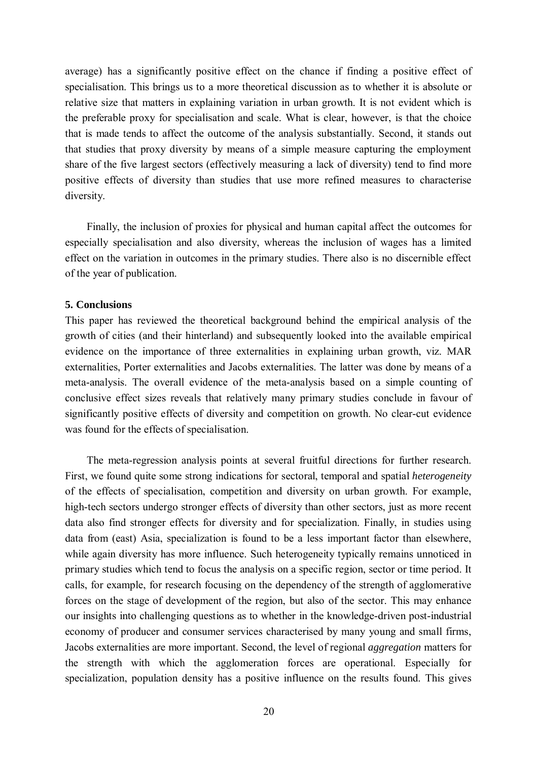average) has a significantly positive effect on the chance if finding a positive effect of specialisation. This brings us to a more theoretical discussion as to whether it is absolute or relative size that matters in explaining variation in urban growth. It is not evident which is the preferable proxy for specialisation and scale. What is clear, however, is that the choice that is made tends to affect the outcome of the analysis substantially. Second, it stands out that studies that proxy diversity by means of a simple measure capturing the employment share of the five largest sectors (effectively measuring a lack of diversity) tend to find more positive effects of diversity than studies that use more refined measures to characterise diversity.

Finally, the inclusion of proxies for physical and human capital affect the outcomes for especially specialisation and also diversity, whereas the inclusion of wages has a limited effect on the variation in outcomes in the primary studies. There also is no discernible effect of the year of publication.

**5. Conclusions**

This paper has reviewed the theoretical background behind the empirical analysis of the growth of cities (and their hinterland) and subsequently looked into the available empirical evidence on the importance of three externalities in explaining urban growth, viz. MAR externalities, Porter externalities and Jacobs externalities. The latter was done by means of a meta-analysis. The overall evidence of the meta-analysis based on a simple counting of conclusive effect sizes reveals that relatively many primary studies conclude in favour of significantly positive effects of diversity and competition on growth. No clear-cut evidence was found for the effects of specialisation.

The meta-regression analysis points at several fruitful directions for further research. First, we found quite some strong indications for sectoral, temporal and spatial *heterogeneity* of the effects of specialisation, competition and diversity on urban growth. For example, high-tech sectors undergo stronger effects of diversity than other sectors, just as more recent data also find stronger effects for diversity and for specialization. Finally, in studies using data from (east) Asia, specialization is found to be a less important factor than elsewhere, while again diversity has more influence. Such heterogeneity typically remains unnoticed in primary studies which tend to focus the analysis on a specific region, sector or time period. It calls, for example, for research focusing on the dependency of the strength of agglomerative forces on the stage of development of the region, but also of the sector. This may enhance our insights into challenging questions as to whether in the knowledge-driven post-industrial economy of producer and consumer services characterised by many young and small firms, Jacobs externalities are more important. Second, the level of regional *aggregation* matters for the strength with which the agglomeration forces are operational. Especially for specialization, population density has a positive influence on the results found. This gives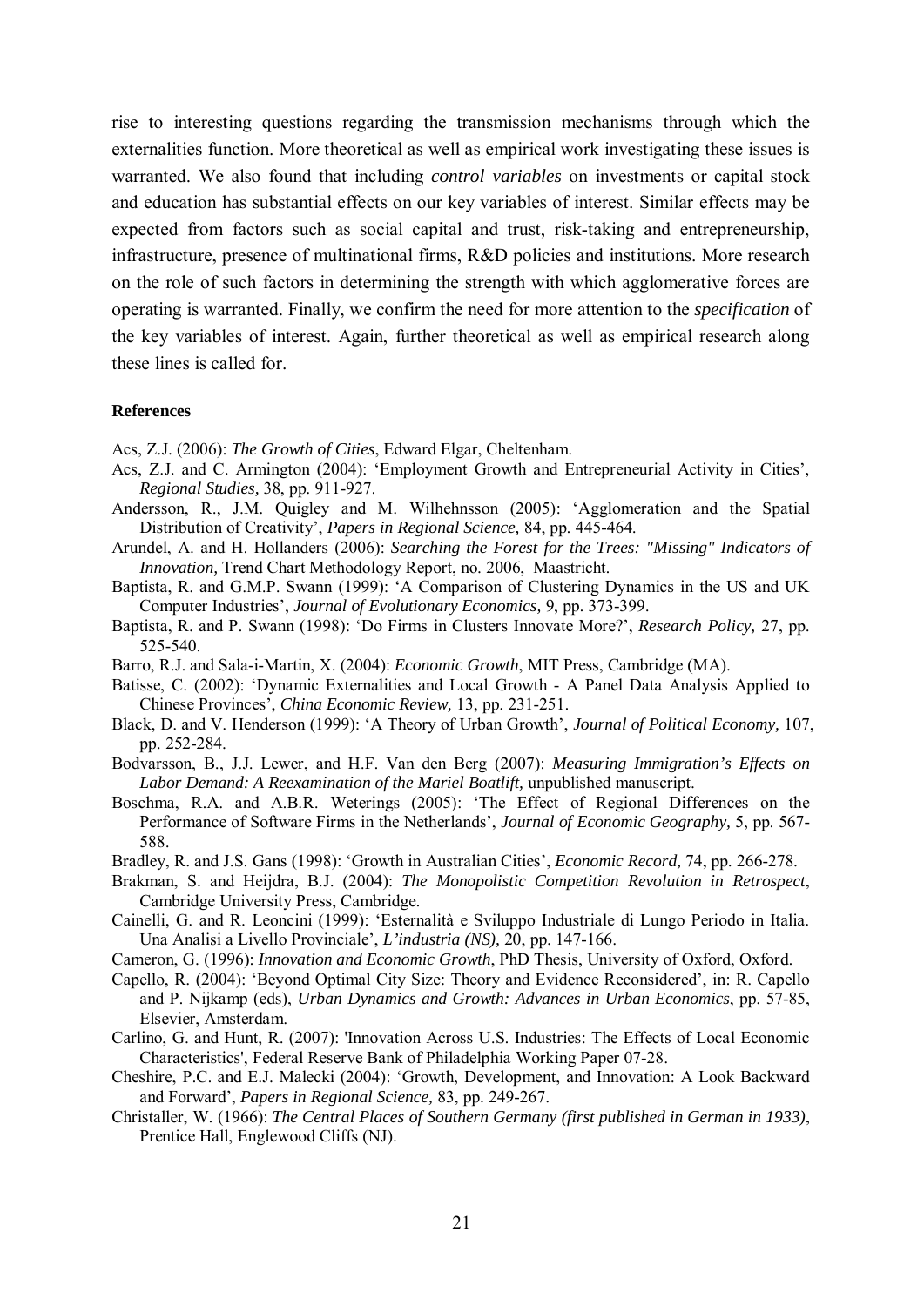rise to interesting questions regarding the transmission mechanisms through which the externalities function. More theoretical as well as empirical work investigating these issues is warranted. We also found that including *control variables* on investments or capital stock and education has substantial effects on our key variables of interest. Similar effects may be expected from factors such as social capital and trust, risk-taking and entrepreneurship, infrastructure, presence of multinational firms, R&D policies and institutions. More research on the role of such factors in determining the strength with which agglomerative forces are operating is warranted. Finally, we confirm the need for more attention to the *specification* of the key variables of interest. Again, further theoretical as well as empirical research along these lines is called for.

**References**

Acs, Z.J. (2006): *The Growth of Cities*, Edward Elgar, Cheltenham.

Acs, Z.J. and C. Armington (2004): 'Employment Growth and Entrepreneurial Activity in Cities', *Regional Studies,* 38, pp. 911-927.

Andersson, R., J.M. Quigley and M. Wilhehnsson (2005): 'Agglomeration and the Spatial Distribution of Creativity', *Papers in Regional Science,* 84, pp. 445-464.

Arundel, A. and H. Hollanders (2006): *Searching the Forest for the Trees: "Missing" Indicators of Innovation,* Trend Chart Methodology Report, no. 2006, Maastricht.

Baptista, R. and G.M.P. Swann (1999): 'A Comparison of Clustering Dynamics in the US and UK Computer Industries', *Journal of Evolutionary Economics,* 9, pp. 373-399.

Baptista, R. and P. Swann (1998): 'Do Firms in Clusters Innovate More?', *Research Policy,* 27, pp. 525-540.

Barro, R.J. and Sala-i-Martin, X. (2004): *Economic Growth*, MIT Press, Cambridge (MA).

Batisse, C. (2002): 'Dynamic Externalities and Local Growth - A Panel Data Analysis Applied to Chinese Provinces', *China Economic Review,* 13, pp. 231-251.

Black, D. and V. Henderson (1999): 'A Theory of Urban Growth', *Journal of Political Economy,* 107, pp. 252-284.

Bodvarsson, B., J.J. Lewer, and H.F. Van den Berg (2007): *Measuring Immigration's Effects on Labor Demand: A Reexamination of the Mariel Boatlift,* unpublished manuscript.

Boschma, R.A. and A.B.R. Weterings (2005): 'The Effect of Regional Differences on the Performance of Software Firms in the Netherlands', *Journal of Economic Geography,* 5, pp. 567-588.

Bradley, R. and J.S. Gans (1998): 'Growth in Australian Cities', *Economic Record,* 74, pp. 266-278.

Brakman, S. and Heijdra, B.J. (2004): *The Monopolistic Competition Revolution in Retrospect*, Cambridge University Press, Cambridge.

Cainelli, G. and R. Leoncini (1999): 'Esternalità e Sviluppo Industriale di Lungo Periodo in Italia. Una Analisi a Livello Provinciale', *L'industria (NS),* 20, pp. 147-166.

Cameron, G. (1996): *Innovation and Economic Growth*, PhD Thesis, University of Oxford, Oxford.

Capello, R. (2004): 'Beyond Optimal City Size: Theory and Evidence Reconsidered', in: R. Capello and P. Nijkamp (eds), *Urban Dynamics and Growth: Advances in Urban Economics*, pp. 57-85, Elsevier, Amsterdam.

Carlino, G. and Hunt, R. (2007): 'Innovation Across U.S. Industries: The Effects of Local Economic Characteristics', Federal Reserve Bank of Philadelphia Working Paper 07-28.

Cheshire, P.C. and E.J. Malecki (2004): 'Growth, Development, and Innovation: A Look Backward and Forward', *Papers in Regional Science,* 83, pp. 249-267.

Christaller, W. (1966): *The Central Places of Southern Germany (first published in German in 1933)*, Prentice Hall, Englewood Cliffs (NJ).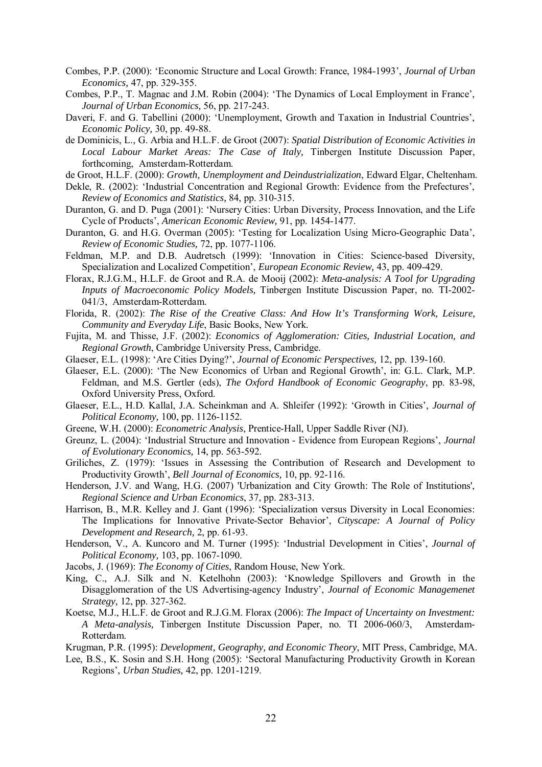Combes, P.P. (2000): 'Economic Structure and Local Growth: France, 1984-1993', *Journal of Urban Economics,* 47, pp. 329-355.

Combes, P.P., T. Magnac and J.M. Robin (2004): 'The Dynamics of Local Employment in France', *Journal of Urban Economics,* 56, pp. 217-243.

Daveri, F. and G. Tabellini (2000): 'Unemployment, Growth and Taxation in Industrial Countries', *Economic Policy,* 30, pp. 49-88.

de Dominicis, L., G. Arbia and H.L.F. de Groot (2007): *Spatial Distribution of Economic Activities in Local Labour Market Areas: The Case of Italy,* Tinbergen Institute Discussion Paper, forthcoming, Amsterdam-Rotterdam.

de Groot, H.L.F. (2000): *Growth, Unemployment and Deindustrialization*, Edward Elgar, Cheltenham.

Dekle, R. (2002): 'Industrial Concentration and Regional Growth: Evidence from the Prefectures', *Review of Economics and Statistics,* 84, pp. 310-315.

Duranton, G. and D. Puga (2001): 'Nursery Cities: Urban Diversity, Process Innovation, and the Life Cycle of Products', *American Economic Review,* 91, pp. 1454-1477.

Duranton, G. and H.G. Overman (2005): 'Testing for Localization Using Micro-Geographic Data', *Review of Economic Studies,* 72, pp. 1077-1106.

Feldman, M.P. and D.B. Audretsch (1999): 'Innovation in Cities: Science-based Diversity, Specialization and Localized Competition', *European Economic Review,* 43, pp. 409-429.

Florax, R.J.G.M., H.L.F. de Groot and R.A. de Mooij (2002): *Meta-analysis: A Tool for Upgrading Inputs of Macroeconomic Policy Models,* Tinbergen Institute Discussion Paper, no. TI-2002-041/3, Amsterdam-Rotterdam.

Florida, R. (2002): *The Rise of the Creative Class: And How It's Transforming Work, Leisure, Community and Everyday Life*, Basic Books, New York.

Fujita, M. and Thisse, J.F. (2002): *Economics of Agglomeration: Cities, Industrial Location, and Regional Growth*, Cambridge University Press, Cambridge.

Glaeser, E.L. (1998): 'Are Cities Dying?', *Journal of Economic Perspectives,* 12, pp. 139-160.

Glaeser, E.L. (2000): 'The New Economics of Urban and Regional Growth', in: G.L. Clark, M.P. Feldman, and M.S. Gertler (eds), *The Oxford Handbook of Economic Geography*, pp. 83-98, Oxford University Press, Oxford.

Glaeser, E.L., H.D. Kallal, J.A. Scheinkman and A. Shleifer (1992): 'Growth in Cities', *Journal of Political Economy,* 100, pp. 1126-1152.

Greene, W.H. (2000): *Econometric Analysis*, Prentice-Hall, Upper Saddle River (NJ).

Greunz, L. (2004): 'Industrial Structure and Innovation - Evidence from European Regions', *Journal of Evolutionary Economics,* 14, pp. 563-592.

Griliches, Z. (1979): 'Issues in Assessing the Contribution of Research and Development to Productivity Growth', *Bell Journal of Economics,* 10, pp. 92-116.

Henderson, J.V. and Wang, H.G. (2007) 'Urbanization and City Growth: The Role of Institutions', *Regional Science and Urban Economics*, 37, pp. 283-313.

Harrison, B., M.R. Kelley and J. Gant (1996): 'Specialization versus Diversity in Local Economies: The Implications for Innovative Private-Sector Behavior', *Cityscape: A Journal of Policy Development and Research,* 2, pp. 61-93.

Henderson, V., A. Kuncoro and M. Turner (1995): 'Industrial Development in Cities', *Journal of Political Economy,* 103, pp. 1067-1090.

Jacobs, J. (1969): *The Economy of Cities*, Random House, New York.

King, C., A.J. Silk and N. Ketelhohn (2003): 'Knowledge Spillovers and Growth in the Disagglomeration of the US Advertising-agency Industry', *Journal of Economic Managemenet Strategy,* 12, pp. 327-362.

Koetse, M.J., H.L.F. de Groot and R.J.G.M. Florax (2006): *The Impact of Uncertainty on Investment: A Meta-analysis,* Tinbergen Institute Discussion Paper, no. TI 2006-060/3, Amsterdam-Rotterdam.

Krugman, P.R. (1995): *Development, Geography, and Economic Theory*, MIT Press, Cambridge, MA.

Lee, B.S., K. Sosin and S.H. Hong (2005): 'Sectoral Manufacturing Productivity Growth in Korean Regions', *Urban Studies,* 42, pp. 1201-1219.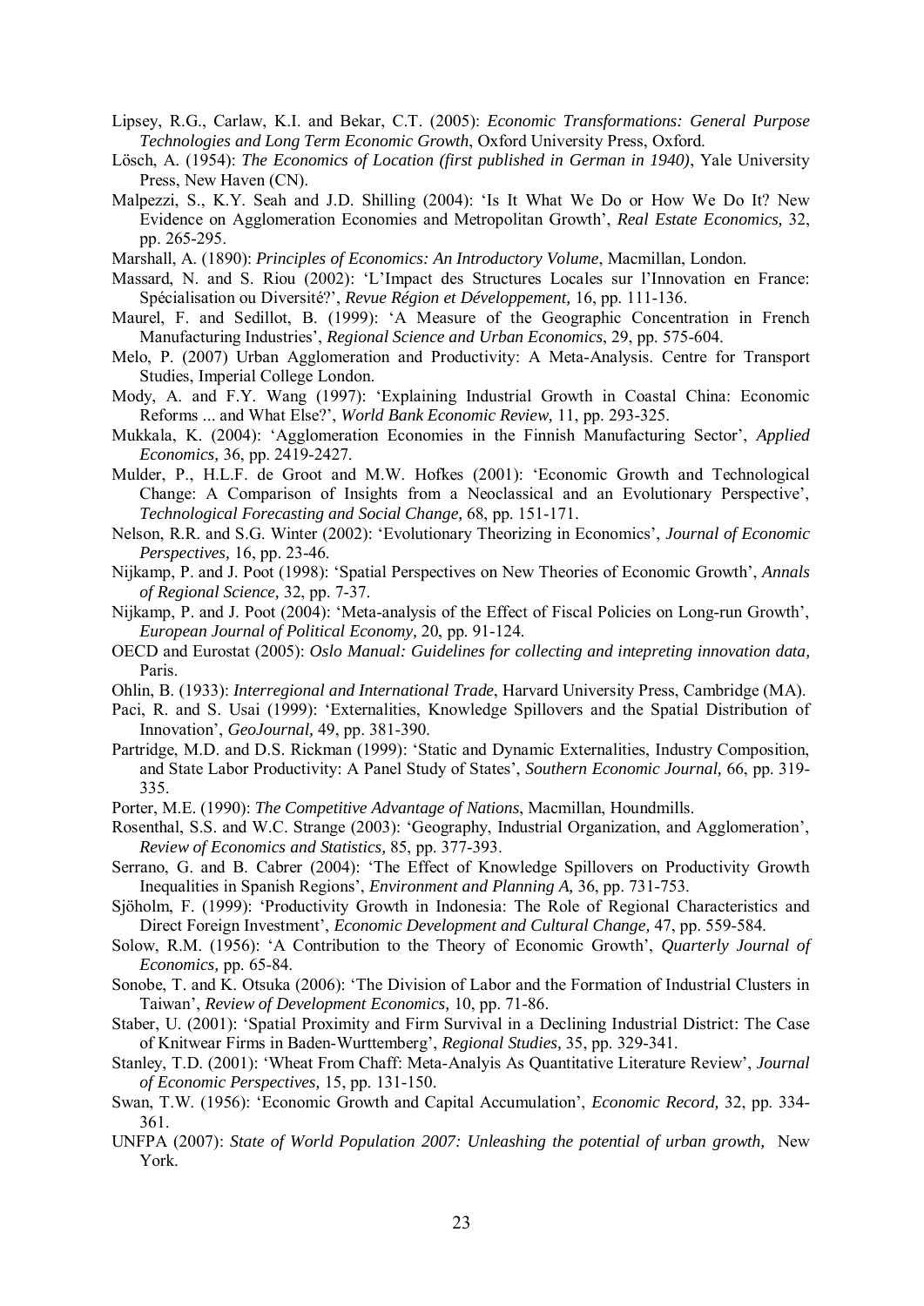Lipsey, R.G., Carlaw, K.I. and Bekar, C.T. (2005): *Economic Transformations: General Purpose Technologies and Long Term Economic Growth*, Oxford University Press, Oxford.

Lösch, A. (1954): *The Economics of Location (first published in German in 1940)*, Yale University Press, New Haven (CN).

Malpezzi, S., K.Y. Seah and J.D. Shilling (2004): 'Is It What We Do or How We Do It? New Evidence on Agglomeration Economies and Metropolitan Growth', *Real Estate Economics,* 32, pp. 265-295.

Marshall, A. (1890): *Principles of Economics: An Introductory Volume*, Macmillan, London.

Massard, N. and S. Riou (2002): 'L'Impact des Structures Locales sur l'Innovation en France: Spécialisation ou Diversité?', *Revue Région et Développement,* 16, pp. 111-136.

Maurel, F. and Sedillot, B. (1999): 'A Measure of the Geographic Concentration in French Manufacturing Industries', *Regional Science and Urban Economics*, 29, pp. 575-604.

Melo, P. (2007) Urban Agglomeration and Productivity: A Meta-Analysis. Centre for Transport Studies, Imperial College London.

Mody, A. and F.Y. Wang (1997): 'Explaining Industrial Growth in Coastal China: Economic Reforms ... and What Else?', *World Bank Economic Review,* 11, pp. 293-325.

Mukkala, K. (2004): 'Agglomeration Economies in the Finnish Manufacturing Sector', *Applied Economics,* 36, pp. 2419-2427.

Mulder, P., H.L.F. de Groot and M.W. Hofkes (2001): 'Economic Growth and Technological Change: A Comparison of Insights from a Neoclassical and an Evolutionary Perspective', *Technological Forecasting and Social Change,* 68, pp. 151-171.

Nelson, R.R. and S.G. Winter (2002): 'Evolutionary Theorizing in Economics', *Journal of Economic Perspectives,* 16, pp. 23-46.

Nijkamp, P. and J. Poot (1998): 'Spatial Perspectives on New Theories of Economic Growth', *Annals of Regional Science,* 32, pp. 7-37.

Nijkamp, P. and J. Poot (2004): 'Meta-analysis of the Effect of Fiscal Policies on Long-run Growth', *European Journal of Political Economy,* 20, pp. 91-124.

OECD and Eurostat (2005): *Oslo Manual: Guidelines for collecting and intepreting innovation data,* Paris.

Ohlin, B. (1933): *Interregional and International Trade*, Harvard University Press, Cambridge (MA).

Paci, R. and S. Usai (1999): 'Externalities, Knowledge Spillovers and the Spatial Distribution of Innovation', *GeoJournal,* 49, pp. 381-390.

Partridge, M.D. and D.S. Rickman (1999): 'Static and Dynamic Externalities, Industry Composition, and State Labor Productivity: A Panel Study of States', *Southern Economic Journal,* 66, pp. 319-335.

Porter, M.E. (1990): *The Competitive Advantage of Nations*, Macmillan, Houndmills.

Rosenthal, S.S. and W.C. Strange (2003): 'Geography, Industrial Organization, and Agglomeration', *Review of Economics and Statistics,* 85, pp. 377-393.

Serrano, G. and B. Cabrer (2004): 'The Effect of Knowledge Spillovers on Productivity Growth Inequalities in Spanish Regions', *Environment and Planning A,* 36, pp. 731-753.

Sjöholm, F. (1999): 'Productivity Growth in Indonesia: The Role of Regional Characteristics and Direct Foreign Investment', *Economic Development and Cultural Change,* 47, pp. 559-584.

Solow, R.M. (1956): 'A Contribution to the Theory of Economic Growth', *Quarterly Journal of Economics,* pp. 65-84.

Sonobe, T. and K. Otsuka (2006): 'The Division of Labor and the Formation of Industrial Clusters in Taiwan', *Review of Development Economics,* 10, pp. 71-86.

Staber, U. (2001): 'Spatial Proximity and Firm Survival in a Declining Industrial District: The Case of Knitwear Firms in Baden-Wurttemberg', *Regional Studies,* 35, pp. 329-341.

Stanley, T.D. (2001): 'Wheat From Chaff: Meta-Analyis As Quantitative Literature Review', *Journal of Economic Perspectives,* 15, pp. 131-150.

Swan, T.W. (1956): 'Economic Growth and Capital Accumulation', *Economic Record,* 32, pp. 334-361.

UNFPA (2007): *State of World Population 2007: Unleashing the potential of urban growth,* New York.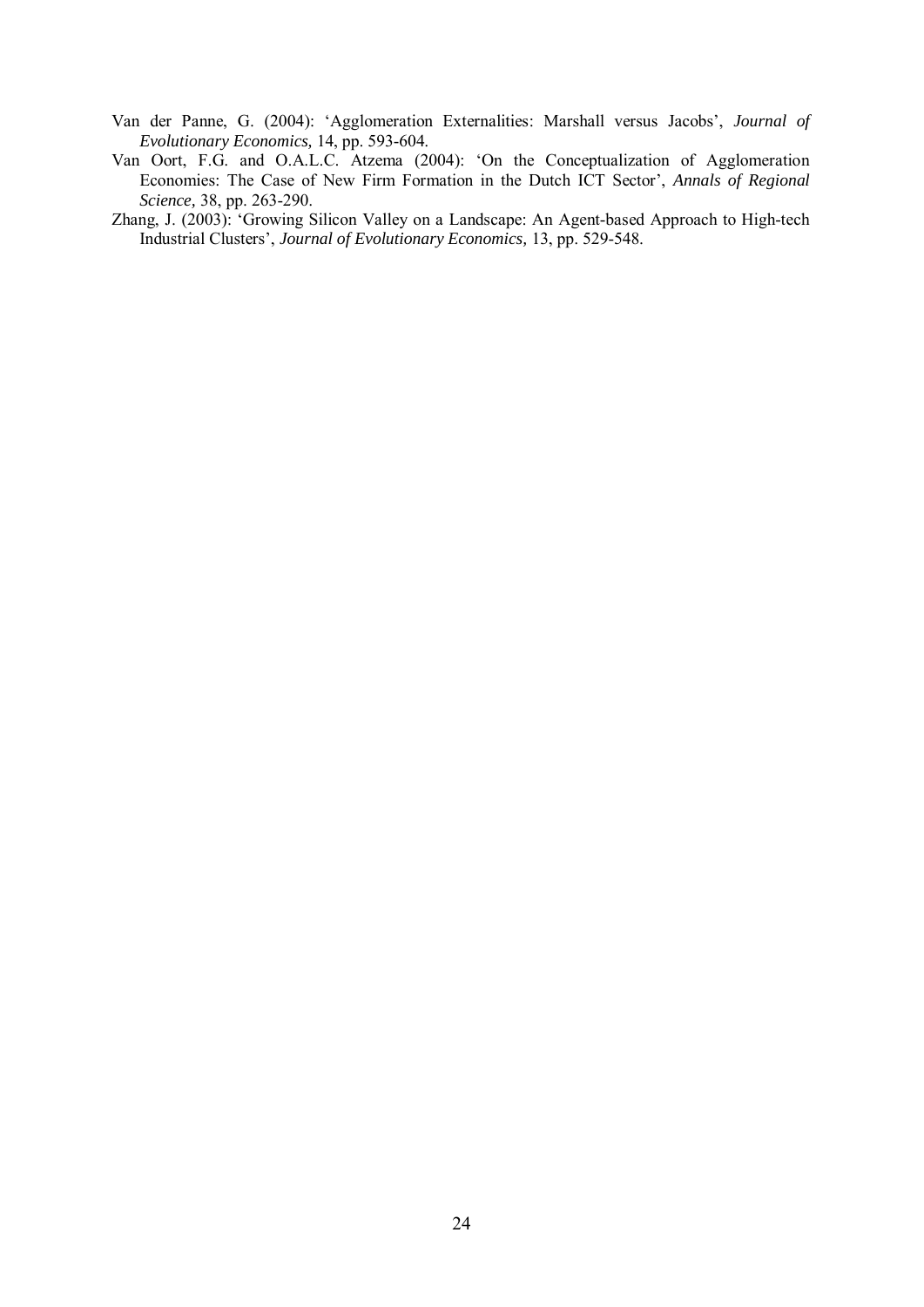Van der Panne, G. (2004): 'Agglomeration Externalities: Marshall versus Jacobs', *Journal of Evolutionary Economics*, 14, pp. 593-604.

Van Oort, F.G. and O.A.L.C. Atzema (2004): 'On the Conceptualization of Agglomeration Economies: The Case of New Firm Formation in the Dutch ICT Sector', *Annals of Regional Science*, 38, pp. 263-290.

Zhang, J. (2003): 'Growing Silicon Valley on a Landscape: An Agent-based Approach to High-tech Industrial Clusters', *Journal of Evolutionary Economics*, 13, pp. 529-548.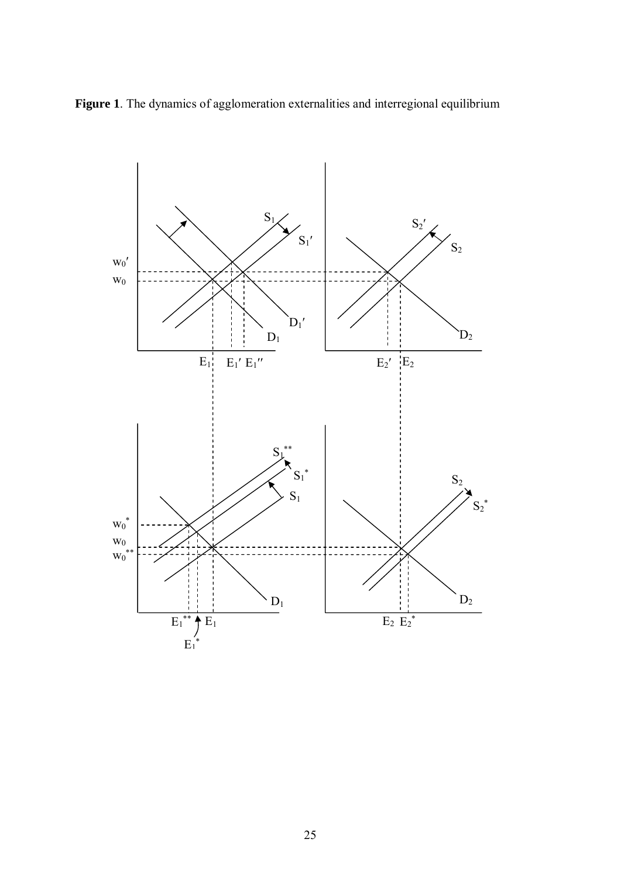**Figure 1**. The dynamics of agglomeration externalities and interregional equilibrium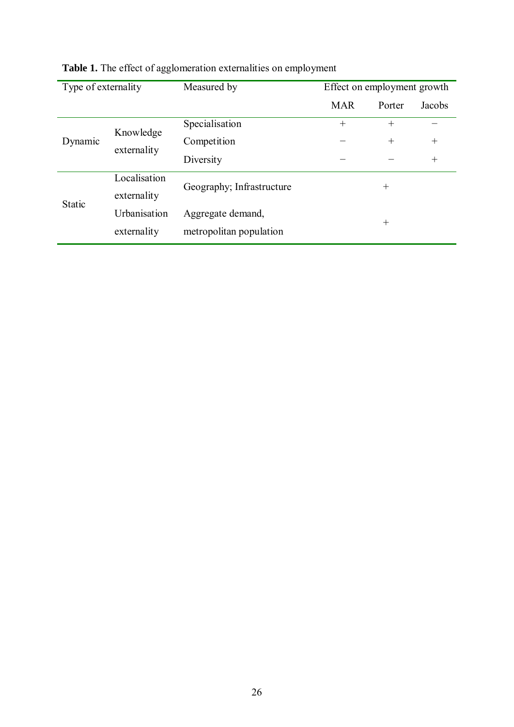**Table 1.** The effect of agglomeration externalities on employment

| Type of externality | | Measured by | Effect on employment growth | | |
|---|---|---|---|---|---|
| | | | MAR | Porter | Jacobs |
| Dynamic | Knowledge externality | Specialisation | + | + | − |
| | | Competition | − | + | + |
| | | Diversity | − | − | + |
| Static | Localisation externality | Geography; Infrastructure | | + | |
| | Urbanisation externality | Aggregate demand, metropolitan population | | + | |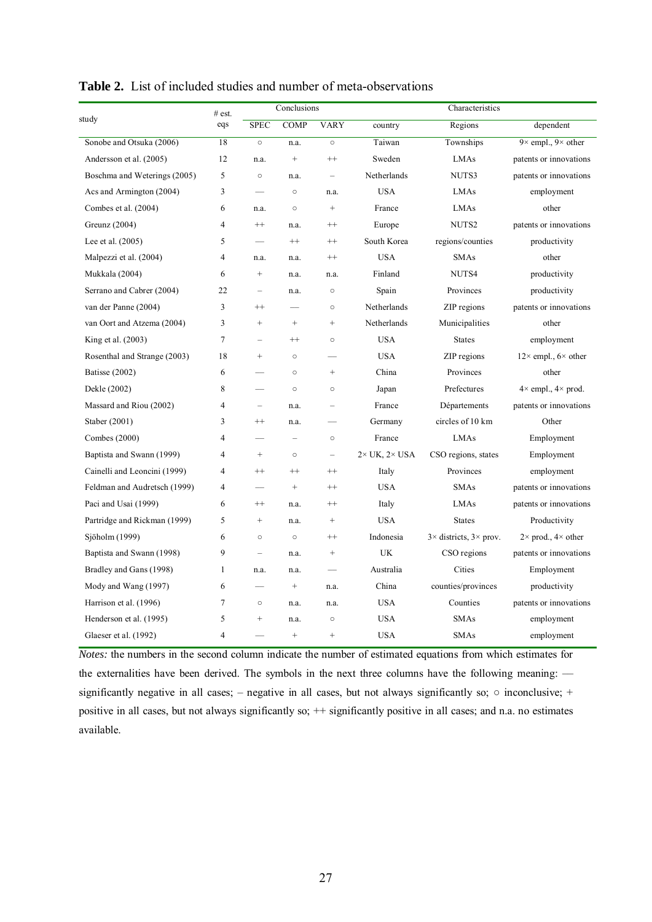**Table 2.** List of included studies and number of meta-observations

| study | # est. eqs | Conclusions | | | Characteristics | | |
|---|---|---|---|---|---|---|---|
| | | SPEC | COMP | VARY | country | Regions | dependent |
| Sonobe and Otsuka (2006) | 18 | ○ | n.a. | ○ | Taiwan | Townships | 9× empl., 9× other |
| Andersson et al. (2005) | 12 | n.a. | + | ++ | Sweden | LMAs | patents or innovations |
| Boschma and Weterings (2005) | 5 | ○ | n.a. | – | Netherlands | NUTS3 | patents or innovations |
| Acs and Armington (2004) | 3 | — | ○ | n.a. | USA | LMAs | employment |
| Combes et al. (2004) | 6 | n.a. | ○ | + | France | LMAs | other |
| Greunz (2004) | 4 | ++ | n.a. | ++ | Europe | NUTS2 | patents or innovations |
| Lee et al. (2005) | 5 | — | ++ | ++ | South Korea | regions/counties | productivity |
| Malpezzi et al. (2004) | 4 | n.a. | n.a. | ++ | USA | SMAs | other |
| Mukkala (2004) | 6 | + | n.a. | n.a. | Finland | NUTS4 | productivity |
| Serrano and Cabrer (2004) | 22 | – | n.a. | ○ | Spain | Provinces | productivity |
| van der Panne (2004) | 3 | ++ | — | ○ | Netherlands | ZIP regions | patents or innovations |
| van Oort and Atzema (2004) | 3 | + | + | + | Netherlands | Municipalities | other |
| King et al. (2003) | 7 | – | ++ | ○ | USA | States | employment |
| Rosenthal and Strange (2003) | 18 | + | ○ | — | USA | ZIP regions | 12× empl., 6× other |
| Batisse (2002) | 6 | — | ○ | + | China | Provinces | other |
| Dekle (2002) | 8 | — | ○ | ○ | Japan | Prefectures | 4× empl., 4× prod. |
| Massard and Riou (2002) | 4 | – | n.a. | – | France | Départements | patents or innovations |
| Staber (2001) | 3 | ++ | n.a. | — | Germany | circles of 10 km | Other |
| Combes (2000) | 4 | — | – | ○ | France | LMAs | Employment |
| Baptista and Swann (1999) | 4 | + | ○ | – | 2× UK, 2× USA | CSO regions, states | Employment |
| Cainelli and Leoncini (1999) | 4 | ++ | ++ | ++ | Italy | Provinces | employment |
| Feldman and Audretsch (1999) | 4 | — | + | ++ | USA | SMAs | patents or innovations |
| Paci and Usai (1999) | 6 | ++ | n.a. | ++ | Italy | LMAs | patents or innovations |
| Partridge and Rickman (1999) | 5 | + | n.a. | + | USA | States | Productivity |
| Sjöholm (1999) | 6 | ○ | ○ | ++ | Indonesia | 3× districts, 3× prov. | 2× prod., 4× other |
| Baptista and Swann (1998) | 9 | – | n.a. | + | UK | CSO regions | patents or innovations |
| Bradley and Gans (1998) | 1 | n.a. | n.a. | — | Australia | Cities | Employment |
| Mody and Wang (1997) | 6 | — | + | n.a. | China | counties/provinces | productivity |
| Harrison et al. (1996) | 7 | ○ | n.a. | n.a. | USA | Counties | patents or innovations |
| Henderson et al. (1995) | 5 | + | n.a. | ○ | USA | SMAs | employment |
| Glaeser et al. (1992) | 4 | — | + | + | USA | SMAs | employment |

*Notes:* the numbers in the second column indicate the number of estimated equations from which estimates for the externalities have been derived. The symbols in the next three columns have the following meaning: — significantly negative in all cases; – negative in all cases, but not always significantly so; ○ inconclusive; + positive in all cases, but not always significantly so; ++ significantly positive in all cases; and n.a. no estimates available.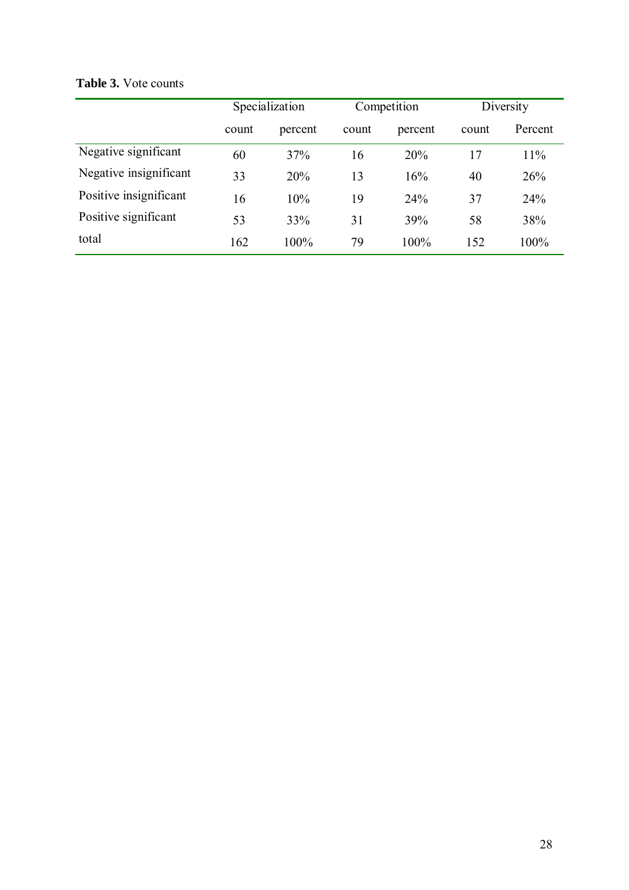**Table 3.** Vote counts

| | Specialization | | Competition | | Diversity | |
|---|---|---|---|---|---|---|
| | count | percent | count | percent | count | Percent |
| Negative significant | 60 | 37% | 16 | 20% | 17 | 11% |
| Negative insignificant | 33 | 20% | 13 | 16% | 40 | 26% |
| Positive insignificant | 16 | 10% | 19 | 24% | 37 | 24% |
| Positive significant | 53 | 33% | 31 | 39% | 58 | 38% |
| total | 162 | 100% | 79 | 100% | 152 | 100% |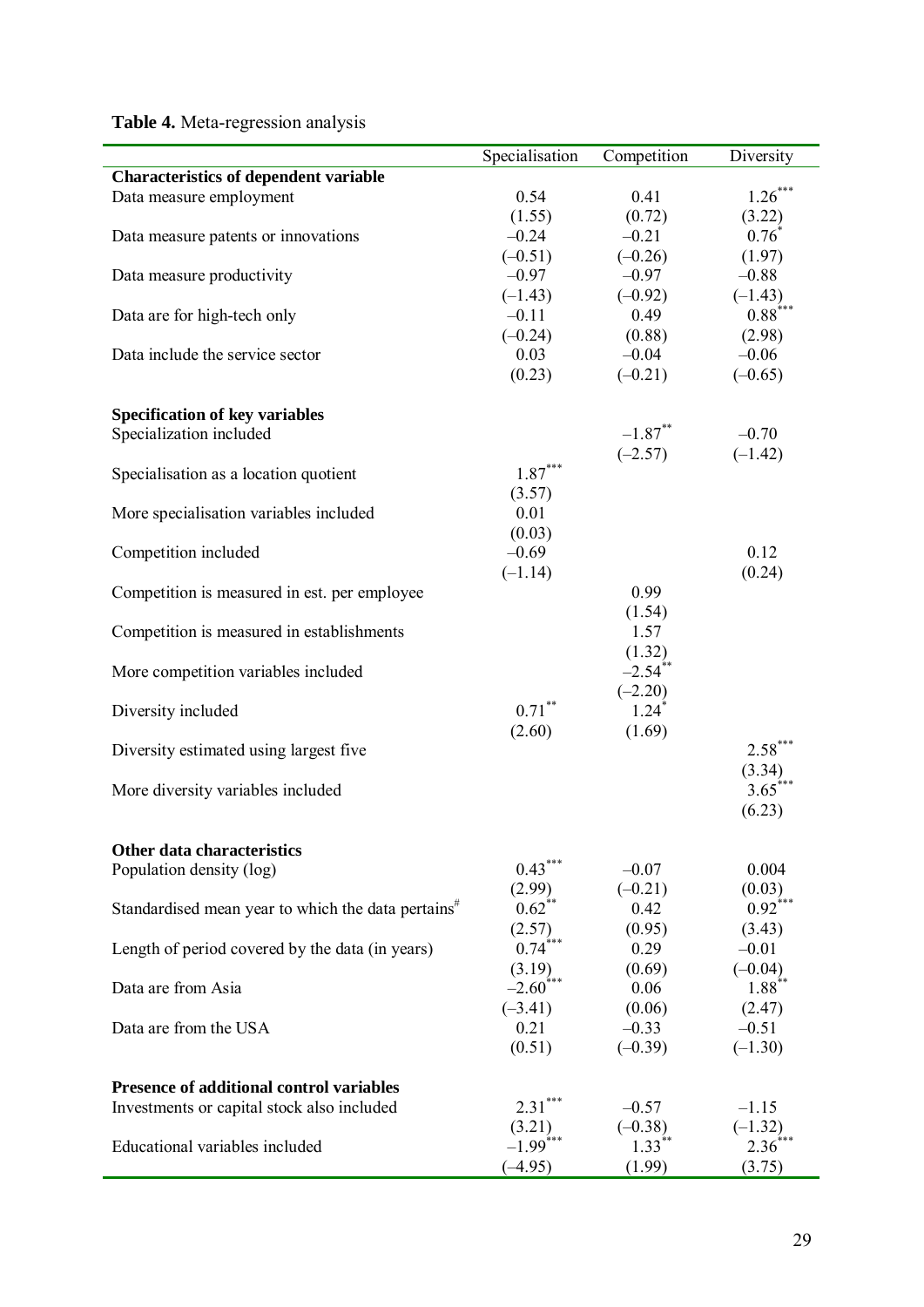**Table 4.** Meta-regression analysis

| | Specialisation | Competition | Diversity |
|---|---|---|---|
| **Characteristics of dependent variable** | | | |
| Data measure employment | 0.54 | 0.41 | 1.26*** |
| | (1.55) | (0.72) | (3.22) |
| Data measure patents or innovations | –0.24 | –0.21 | 0.76* |
| | (–0.51) | (–0.26) | (1.97) |
| Data measure productivity | –0.97 | –0.97 | –0.88 |
| | (–1.43) | (–0.92) | (–1.43) |
| Data are for high-tech only | –0.11 | 0.49 | 0.88*** |
| | (–0.24) | (0.88) | (2.98) |
| Data include the service sector | 0.03 | –0.04 | –0.06 |
| | (0.23) | (–0.21) | (–0.65) |
| **Specification of key variables** | | | |
| Specialization included | | –1.87** | –0.70 |
| | | (–2.57) | (–1.42) |
| Specialisation as a location quotient | 1.87*** | | |
| | (3.57) | | |
| More specialisation variables included | 0.01 | | |
| | (0.03) | | |
| Competition included | –0.69 | | 0.12 |
| | (–1.14) | | (0.24) |
| Competition is measured in est. per employee | | 0.99 | |
| | | (1.54) | |
| Competition is measured in establishments | | 1.57 | |
| | | (1.32) | |
| More competition variables included | | –2.54** | |
| | | (–2.20) | |
| Diversity included | 0.71** | 1.24* | |
| | (2.60) | (1.69) | |
| Diversity estimated using largest five | | | 2.58*** |
| | | | (3.34) |
| More diversity variables included | | | 3.65*** |
| | | | (6.23) |
| **Other data characteristics** | | | |
| Population density (log) | 0.43*** | –0.07 | 0.004 |
| | (2.99) | (–0.21) | (0.03) |
| Standardised mean year to which the data pertains# | 0.62** | 0.42 | 0.92*** |
| | (2.57) | (0.95) | (3.43) |
| Length of period covered by the data (in years) | 0.74*** | 0.29 | –0.01 |
| | (3.19) | (0.69) | (–0.04) |
| Data are from Asia | –2.60*** | 0.06 | 1.88** |
| | (–3.41) | (0.06) | (2.47) |
| Data are from the USA | 0.21 | –0.33 | –0.51 |
| | (0.51) | (–0.39) | (–1.30) |
| **Presence of additional control variables** | | | |
| Investments or capital stock also included | 2.31*** | –0.57 | –1.15 |
| | (3.21) | (–0.38) | (–1.32) |
| Educational variables included | –1.99*** | 1.33** | 2.36*** |
| | (–4.95) | (1.99) | (3.75) |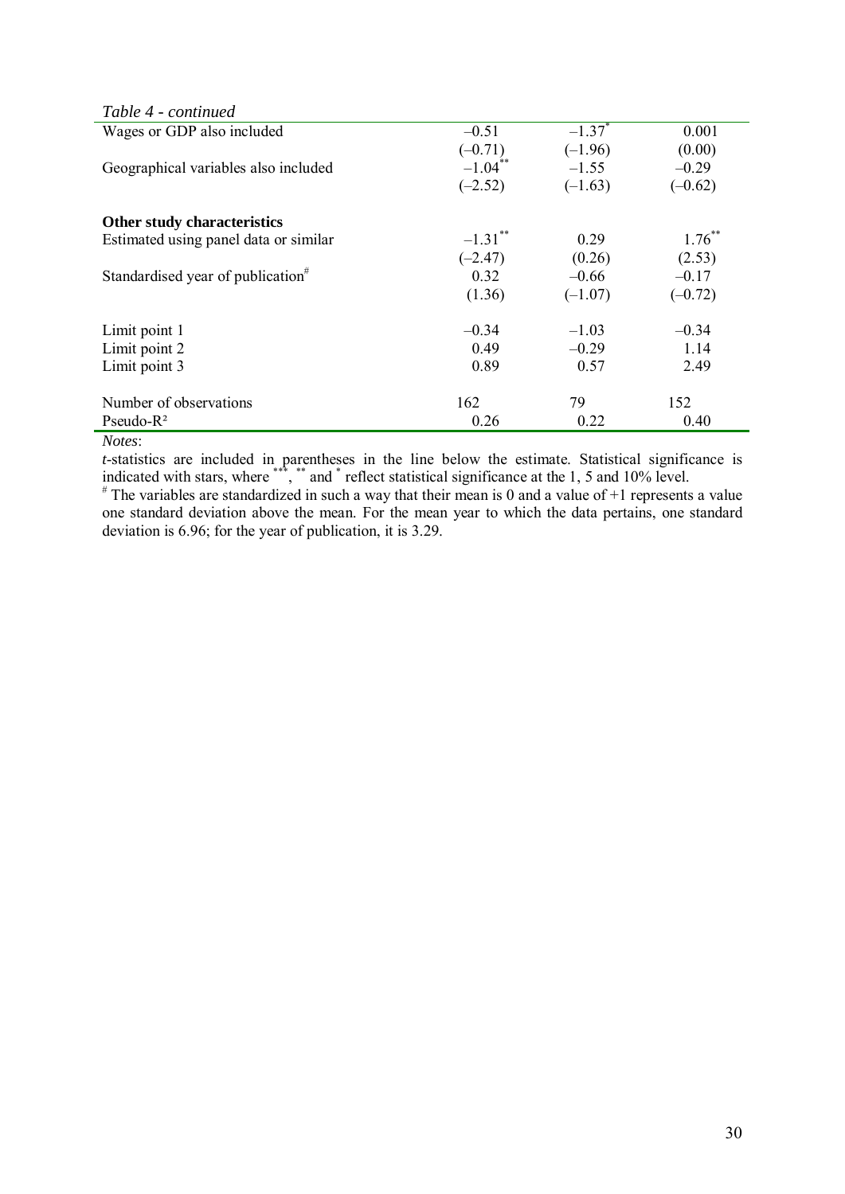*Table 4 - continued*

| | | | |
|---|---|---|---|
| Wages or GDP also included | –0.51 | –1.37* | 0.001 |
| | (–0.71) | (–1.96) | (0.00) |
| Geographical variables also included | –1.04** | –1.55 | –0.29 |
| | (–2.52) | (–1.63) | (–0.62) |
| **Other study characteristics** | | | |
| Estimated using panel data or similar | –1.31** | 0.29 | 1.76** |
| | (–2.47) | (0.26) | (2.53) |
| Standardised year of publication# | 0.32 | –0.66 | –0.17 |
| | (1.36) | (–1.07) | (–0.72) |
| Limit point 1 | –0.34 | –1.03 | –0.34 |
| Limit point 2 | 0.49 | –0.29 | 1.14 |
| Limit point 3 | 0.89 | 0.57 | 2.49 |
| Number of observations | 162 | 79 | 152 |
| Pseudo-$R^2$ | 0.26 | 0.22 | 0.40 |

*Notes*:

*t*-statistics are included in parentheses in the line below the estimate. Statistical significance is indicated with stars, where ***, ** and * reflect statistical significance at the 1, 5 and 10% level.

# The variables are standardized in such a way that their mean is 0 and a value of +1 represents a value one standard deviation above the mean. For the mean year to which the data pertains, one standard deviation is 6.96; for the year of publication, it is 3.29.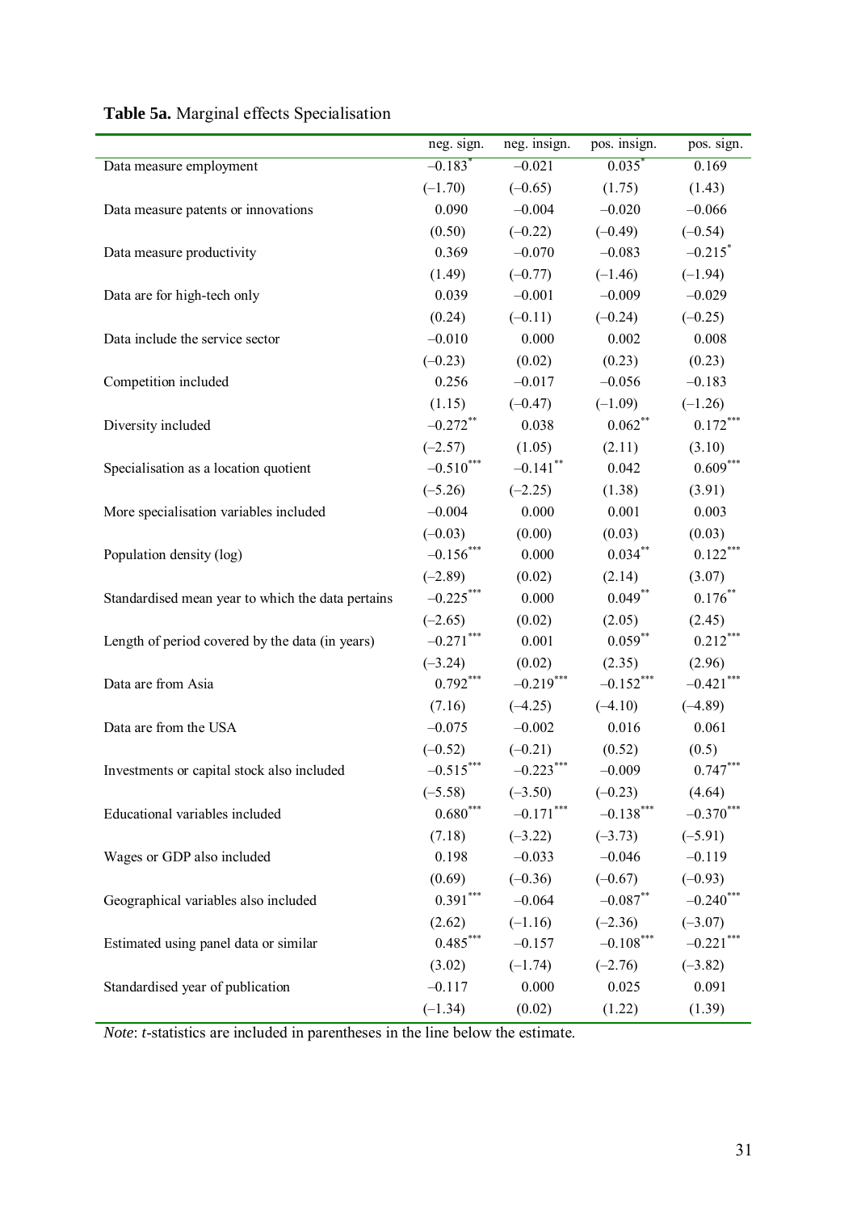**Table 5a.** Marginal effects Specialisation

| | neg. sign. | neg. insign. | pos. insign. | pos. sign. |
|---|---|---|---|---|
| Data measure employment | –0.183* | –0.021 | 0.035* | 0.169 |
| | (–1.70) | (–0.65) | (1.75) | (1.43) |
| Data measure patents or innovations | 0.090 | –0.004 | –0.020 | –0.066 |
| | (0.50) | (–0.22) | (–0.49) | (–0.54) |
| Data measure productivity | 0.369 | –0.070 | –0.083 | –0.215* |
| | (1.49) | (–0.77) | (–1.46) | (–1.94) |
| Data are for high-tech only | 0.039 | –0.001 | –0.009 | –0.029 |
| | (0.24) | (–0.11) | (–0.24) | (–0.25) |
| Data include the service sector | –0.010 | 0.000 | 0.002 | 0.008 |
| | (–0.23) | (0.02) | (0.23) | (0.23) |
| Competition included | 0.256 | –0.017 | –0.056 | –0.183 |
| | (1.15) | (–0.47) | (–1.09) | (–1.26) |
| Diversity included | –0.272** | 0.038 | 0.062** | 0.172*** |
| | (–2.57) | (1.05) | (2.11) | (3.10) |
| Specialisation as a location quotient | –0.510*** | –0.141** | 0.042 | 0.609*** |
| | (–5.26) | (–2.25) | (1.38) | (3.91) |
| More specialisation variables included | –0.004 | 0.000 | 0.001 | 0.003 |
| | (–0.03) | (0.00) | (0.03) | (0.03) |
| Population density (log) | –0.156*** | 0.000 | 0.034** | 0.122*** |
| | (–2.89) | (0.02) | (2.14) | (3.07) |
| Standardised mean year to which the data pertains | –0.225*** | 0.000 | 0.049** | 0.176** |
| | (–2.65) | (0.02) | (2.05) | (2.45) |
| Length of period covered by the data (in years) | –0.271*** | 0.001 | 0.059** | 0.212*** |
| | (–3.24) | (0.02) | (2.35) | (2.96) |
| Data are from Asia | 0.792*** | –0.219*** | –0.152*** | –0.421*** |
| | (7.16) | (–4.25) | (–4.10) | (–4.89) |
| Data are from the USA | –0.075 | –0.002 | 0.016 | 0.061 |
| | (–0.52) | (–0.21) | (0.52) | (0.5) |
| Investments or capital stock also included | –0.515*** | –0.223*** | –0.009 | 0.747*** |
| | (–5.58) | (–3.50) | (–0.23) | (4.64) |
| Educational variables included | 0.680*** | –0.171*** | –0.138*** | –0.370*** |
| | (7.18) | (–3.22) | (–3.73) | (–5.91) |
| Wages or GDP also included | 0.198 | –0.033 | –0.046 | –0.119 |
| | (0.69) | (–0.36) | (–0.67) | (–0.93) |
| Geographical variables also included | 0.391*** | –0.064 | –0.087** | –0.240*** |
| | (2.62) | (–1.16) | (–2.36) | (–3.07) |
| Estimated using panel data or similar | 0.485*** | –0.157 | –0.108*** | –0.221*** |
| | (3.02) | (–1.74) | (–2.76) | (–3.82) |
| Standardised year of publication | –0.117 | 0.000 | 0.025 | 0.091 |
| | (–1.34) | (0.02) | (1.22) | (1.39) |

*Note*: *t*-statistics are included in parentheses in the line below the estimate.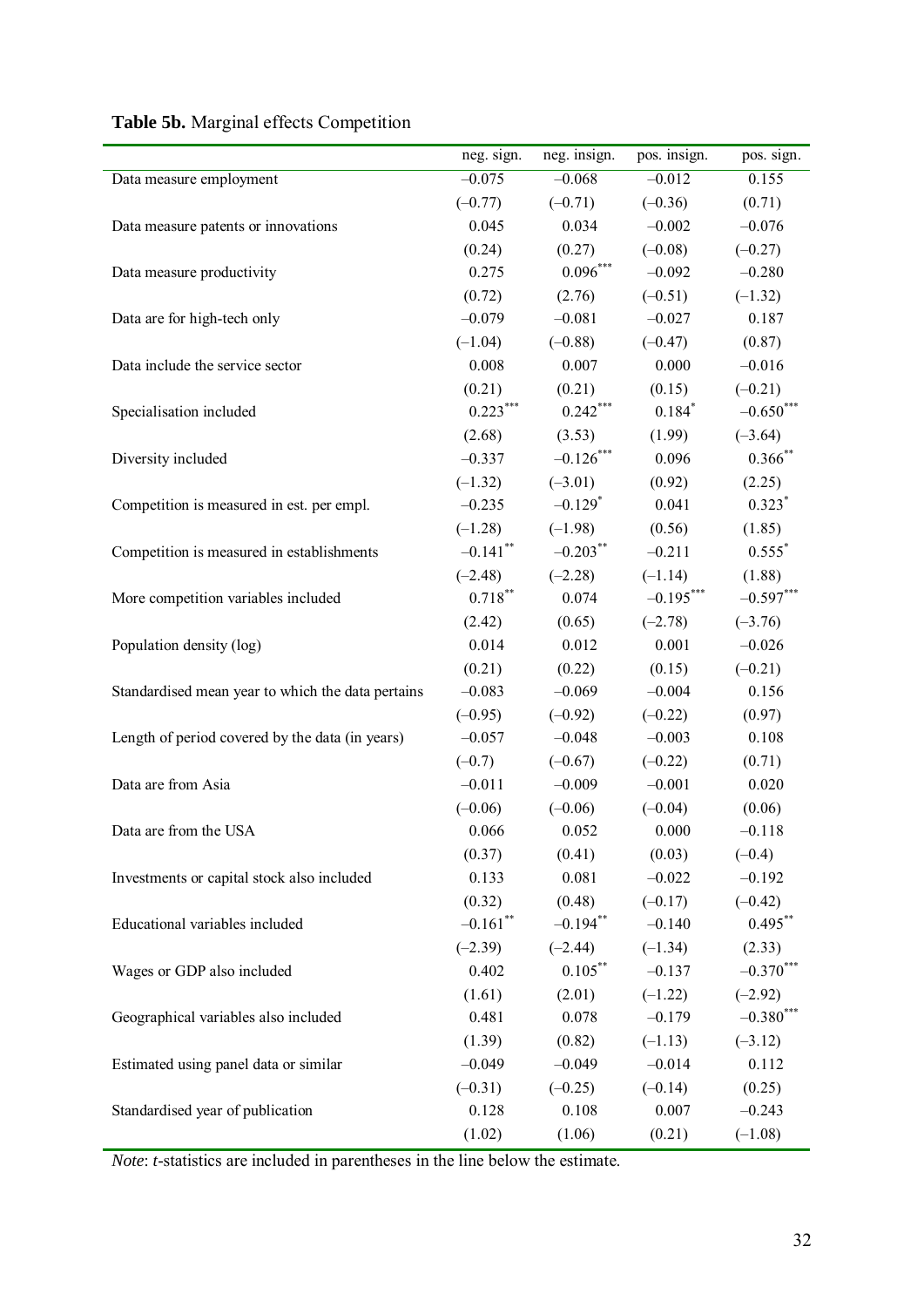**Table 5b.** Marginal effects Competition

| | neg. sign. | neg. insign. | pos. insign. | pos. sign. |
|---|---|---|---|---|
| Data measure employment | –0.075 | –0.068 | –0.012 | 0.155 |
| | (–0.77) | (–0.71) | (–0.36) | (0.71) |
| Data measure patents or innovations | 0.045 | 0.034 | –0.002 | –0.076 |
| | (0.24) | (0.27) | (–0.08) | (–0.27) |
| Data measure productivity | 0.275 | 0.096*** | –0.092 | –0.280 |
| | (0.72) | (2.76) | (–0.51) | (–1.32) |
| Data are for high-tech only | –0.079 | –0.081 | –0.027 | 0.187 |
| | (–1.04) | (–0.88) | (–0.47) | (0.87) |
| Data include the service sector | 0.008 | 0.007 | 0.000 | –0.016 |
| | (0.21) | (0.21) | (0.15) | (–0.21) |
| Specialisation included | 0.223*** | 0.242*** | 0.184* | –0.650*** |
| | (2.68) | (3.53) | (1.99) | (–3.64) |
| Diversity included | –0.337 | –0.126*** | 0.096 | 0.366** |
| | (–1.32) | (–3.01) | (0.92) | (2.25) |
| Competition is measured in est. per empl. | –0.235 | –0.129* | 0.041 | 0.323* |
| | (–1.28) | (–1.98) | (0.56) | (1.85) |
| Competition is measured in establishments | –0.141** | –0.203** | –0.211 | 0.555* |
| | (–2.48) | (–2.28) | (–1.14) | (1.88) |
| More competition variables included | 0.718** | 0.074 | –0.195*** | –0.597*** |
| | (2.42) | (0.65) | (–2.78) | (–3.76) |
| Population density (log) | 0.014 | 0.012 | 0.001 | –0.026 |
| | (0.21) | (0.22) | (0.15) | (–0.21) |
| Standardised mean year to which the data pertains | –0.083 | –0.069 | –0.004 | 0.156 |
| | (–0.95) | (–0.92) | (–0.22) | (0.97) |
| Length of period covered by the data (in years) | –0.057 | –0.048 | –0.003 | 0.108 |
| | (–0.7) | (–0.67) | (–0.22) | (0.71) |
| Data are from Asia | –0.011 | –0.009 | –0.001 | 0.020 |
| | (–0.06) | (–0.06) | (–0.04) | (0.06) |
| Data are from the USA | 0.066 | 0.052 | 0.000 | –0.118 |
| | (0.37) | (0.41) | (0.03) | (–0.4) |
| Investments or capital stock also included | 0.133 | 0.081 | –0.022 | –0.192 |
| | (0.32) | (0.48) | (–0.17) | (–0.42) |
| Educational variables included | –0.161** | –0.194** | –0.140 | 0.495** |
| | (–2.39) | (–2.44) | (–1.34) | (2.33) |
| Wages or GDP also included | 0.402 | 0.105** | –0.137 | –0.370*** |
| | (1.61) | (2.01) | (–1.22) | (–2.92) |
| Geographical variables also included | 0.481 | 0.078 | –0.179 | –0.380*** |
| | (1.39) | (0.82) | (–1.13) | (–3.12) |
| Estimated using panel data or similar | –0.049 | –0.049 | –0.014 | 0.112 |
| | (–0.31) | (–0.25) | (–0.14) | (0.25) |
| Standardised year of publication | 0.128 | 0.108 | 0.007 | –0.243 |
| | (1.02) | (1.06) | (0.21) | (–1.08) |

*Note*: *t*-statistics are included in parentheses in the line below the estimate.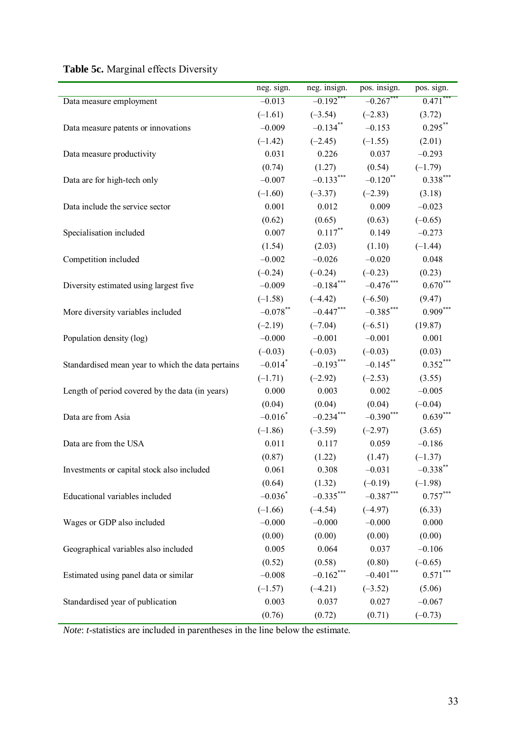**Table 5c.** Marginal effects Diversity

| | neg. sign. | neg. insign. | pos. insign. | pos. sign. |
|---|---|---|---|---|
| Data measure employment | –0.013 | –0.192*** | –0.267*** | 0.471*** |
| | (–1.61) | (–3.54) | (–2.83) | (3.72) |
| Data measure patents or innovations | –0.009 | –0.134** | –0.153 | 0.295** |
| | (–1.42) | (–2.45) | (–1.55) | (2.01) |
| Data measure productivity | 0.031 | 0.226 | 0.037 | –0.293 |
| | (0.74) | (1.27) | (0.54) | (–1.79) |
| Data are for high-tech only | –0.007 | –0.133*** | –0.120** | 0.338*** |
| | (–1.60) | (–3.37) | (–2.39) | (3.18) |
| Data include the service sector | 0.001 | 0.012 | 0.009 | –0.023 |
| | (0.62) | (0.65) | (0.63) | (–0.65) |
| Specialisation included | 0.007 | 0.117** | 0.149 | –0.273 |
| | (1.54) | (2.03) | (1.10) | (–1.44) |
| Competition included | –0.002 | –0.026 | –0.020 | 0.048 |
| | (–0.24) | (–0.24) | (–0.23) | (0.23) |
| Diversity estimated using largest five | –0.009 | –0.184*** | –0.476*** | 0.670*** |
| | (–1.58) | (–4.42) | (–6.50) | (9.47) |
| More diversity variables included | –0.078** | –0.447*** | –0.385*** | 0.909*** |
| | (–2.19) | (–7.04) | (–6.51) | (19.87) |
| Population density (log) | –0.000 | –0.001 | –0.001 | 0.001 |
| | (–0.03) | (–0.03) | (–0.03) | (0.03) |
| Standardised mean year to which the data pertains | –0.014* | –0.193*** | –0.145** | 0.352*** |
| | (–1.71) | (–2.92) | (–2.53) | (3.55) |
| Length of period covered by the data (in years) | 0.000 | 0.003 | 0.002 | –0.005 |
| | (0.04) | (0.04) | (0.04) | (–0.04) |
| Data are from Asia | –0.016* | –0.234*** | –0.390*** | 0.639*** |
| | (–1.86) | (–3.59) | (–2.97) | (3.65) |
| Data are from the USA | 0.011 | 0.117 | 0.059 | –0.186 |
| | (0.87) | (1.22) | (1.47) | (–1.37) |
| Investments or capital stock also included | 0.061 | 0.308 | –0.031 | –0.338** |
| | (0.64) | (1.32) | (–0.19) | (–1.98) |
| Educational variables included | –0.036* | –0.335*** | –0.387*** | 0.757*** |
| | (–1.66) | (–4.54) | (–4.97) | (6.33) |
| Wages or GDP also included | –0.000 | –0.000 | –0.000 | 0.000 |
| | (0.00) | (0.00) | (0.00) | (0.00) |
| Geographical variables also included | 0.005 | 0.064 | 0.037 | –0.106 |
| | (0.52) | (0.58) | (0.80) | (–0.65) |
| Estimated using panel data or similar | –0.008 | –0.162*** | –0.401*** | 0.571*** |
| | (–1.57) | (–4.21) | (–3.52) | (5.06) |
| Standardised year of publication | 0.003 | 0.037 | 0.027 | –0.067 |
| | (0.76) | (0.72) | (0.71) | (–0.73) |

*Note*: *t*-statistics are included in parentheses in the line below the estimate.